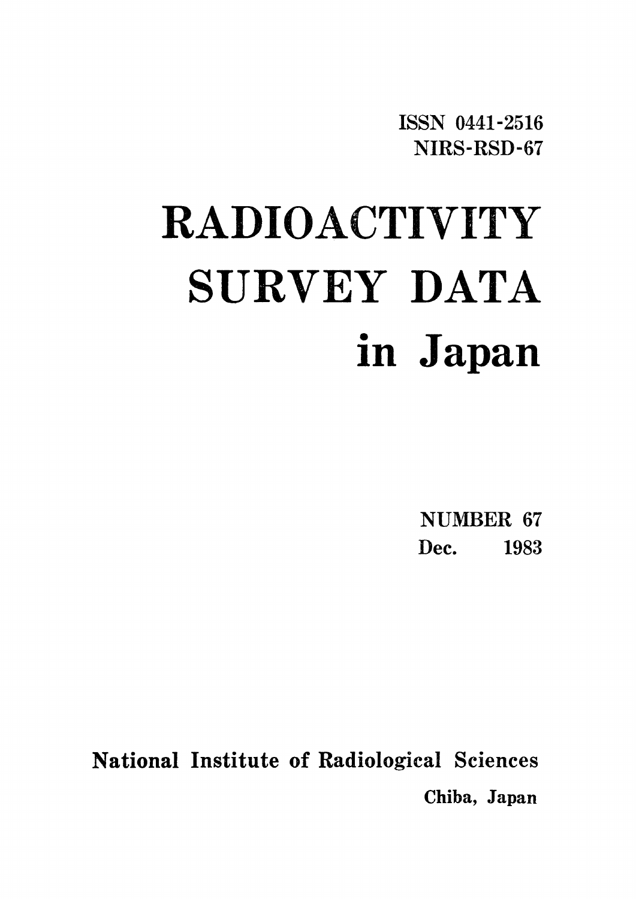ISSN 0441-2516
NIRS-RSD-67

# RADIOACTIVITY SURVEY DATA in Japan

NUMBER 67
Dec. 1983

National Institute of Radiological Sciences
Chiba, Japan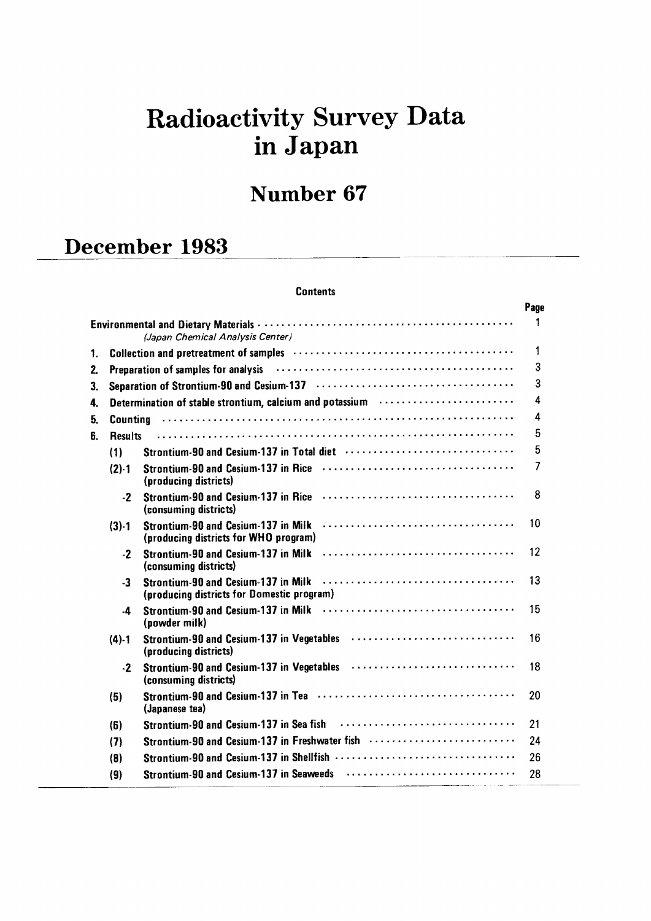# Radioactivity Survey Data in Japan

## Number 67

## December 1983

**Contents**

| | | | Page |
|---|---|---|---|
| Environmental and Dietary Materials | | | 1 |
| | | *(Japan Chemical Analysis Center)* | |
| 1. | Collection and pretreatment of samples | | 1 |
| 2. | Preparation of samples for analysis | | 3 |
| 3. | Separation of Strontium-90 and Cesium-137 | | 3 |
| 4. | Determination of stable strontium, calcium and potassium | | 4 |
| 5. | Counting | | 4 |
| 6. | Results | | 5 |
| | (1) | Strontium-90 and Cesium-137 in Total diet | 5 |
| | (2)-1 | Strontium-90 and Cesium-137 in Rice (producing districts) | 7 |
| | -2 | Strontium-90 and Cesium-137 in Rice (consuming districts) | 8 |
| | (3)-1 | Strontium-90 and Cesium-137 in Milk (producing districts for WHO program) | 10 |
| | -2 | Strontium-90 and Cesium-137 in Milk (consuming districts) | 12 |
| | -3 | Strontium-90 and Cesium-137 in Milk (producing districts for Domestic program) | 13 |
| | -4 | Strontium-90 and Cesium-137 in Milk (powder milk) | 15 |
| | (4)-1 | Strontium-90 and Cesium-137 in Vegetables (producing districts) | 16 |
| | -2 | Strontium-90 and Cesium-137 in Vegetables (consuming districts) | 18 |
| | (5) | Strontium-90 and Cesium-137 in Tea (Japanese tea) | 20 |
| | (6) | Strontium-90 and Cesium-137 in Sea fish | 21 |
| | (7) | Strontium-90 and Cesium-137 in Freshwater fish | 24 |
| | (8) | Strontium-90 and Cesium-137 in Shellfish | 26 |
| | (9) | Strontium-90 and Cesium-137 in Seaweeds | 28 |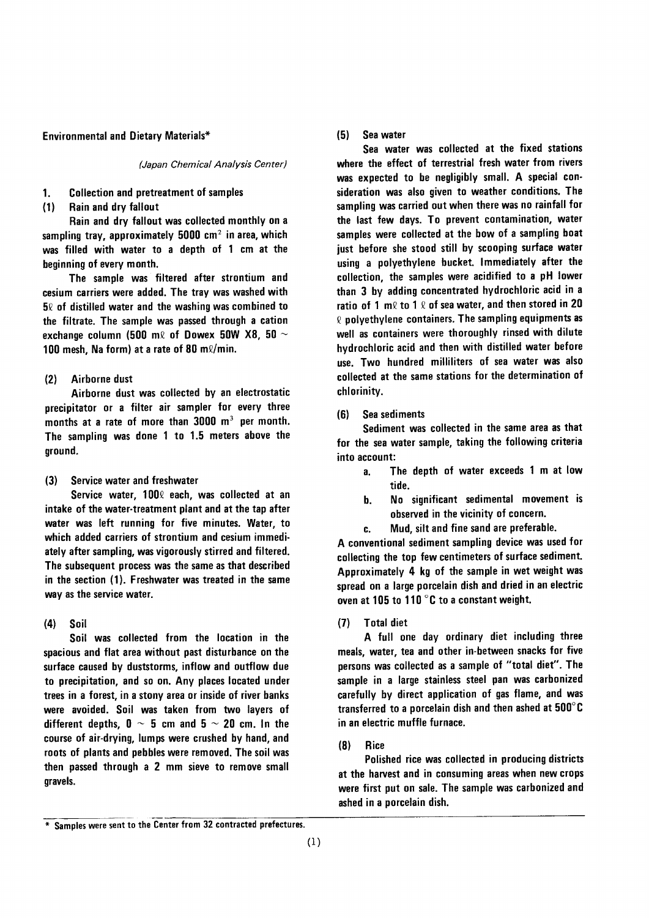## Environmental and Dietary Materials*

*(Japan Chemical Analysis Center)*

### 1. Collection and pretreatment of samples

#### (1) Rain and dry fallout

Rain and dry fallout was collected monthly on a sampling tray, approximately 5000 $cm^2$ in area, which was filled with water to a depth of 1 cm at the beginning of every month.

The sample was filtered after strontium and cesium carriers were added. The tray was washed with 5ℓ of distilled water and the washing was combined to the filtrate. The sample was passed through a cation exchange column (500 mℓ of Dowex 50W X8, 50 ~ 100 mesh, Na form) at a rate of 80 mℓ/min.

#### (2) Airborne dust

Airborne dust was collected by an electrostatic precipitator or a filter air sampler for every three months at a rate of more than 3000 $m^3$ per month. The sampling was done 1 to 1.5 meters above the ground.

#### (3) Service water and freshwater

Service water, 100ℓ each, was collected at an intake of the water-treatment plant and at the tap after water was left running for five minutes. Water, to which added carriers of strontium and cesium immediately after sampling, was vigorously stirred and filtered. The subsequent process was the same as that described in the section (1). Freshwater was treated in the same way as the service water.

#### (4) Soil

Soil was collected from the location in the spacious and flat area without past disturbance on the surface caused by duststorms, inflow and outflow due to precipitation, and so on. Any places located under trees in a forest, in a stony area or inside of river banks were avoided. Soil was taken from two layers of different depths, 0 ~ 5 cm and 5 ~ 20 cm. In the course of air-drying, lumps were crushed by hand, and roots of plants and pebbles were removed. The soil was then passed through a 2 mm sieve to remove small gravels.

#### (5) Sea water

Sea water was collected at the fixed stations where the effect of terrestrial fresh water from rivers was expected to be negligibly small. A special consideration was also given to weather conditions. The sampling was carried out when there was no rainfall for the last few days. To prevent contamination, water samples were collected at the bow of a sampling boat just before she stood still by scooping surface water using a polyethylene bucket. Immediately after the collection, the samples were acidified to a pH lower than 3 by adding concentrated hydrochloric acid in a ratio of 1 mℓ to 1 ℓ of sea water, and then stored in 20 ℓ polyethylene containers. The sampling equipments as well as containers were thoroughly rinsed with dilute hydrochloric acid and then with distilled water before use. Two hundred milliliters of sea water was also collected at the same stations for the determination of chlorinity.

#### (6) Sea sediments

Sediment was collected in the same area as that for the sea water sample, taking the following criteria into account:

a. The depth of water exceeds 1 m at low tide.

b. No significant sedimental movement is observed in the vicinity of concern.

c. Mud, silt and fine sand are preferable.

A conventional sediment sampling device was used for collecting the top few centimeters of surface sediment. Approximately 4 kg of the sample in wet weight was spread on a large porcelain dish and dried in an electric oven at 105 to 110 °C to a constant weight.

#### (7) Total diet

A full one day ordinary diet including three meals, water, tea and other in-between snacks for five persons was collected as a sample of "total diet". The sample in a large stainless steel pan was carbonized carefully by direct application of gas flame, and was transferred to a porcelain dish and then ashed at 500°C in an electric muffle furnace.

#### (8) Rice

Polished rice was collected in producing districts at the harvest and in consuming areas when new crops were first put on sale. The sample was carbonized and ashed in a porcelain dish.

---

\* Samples were sent to the Center from 32 contracted prefectures.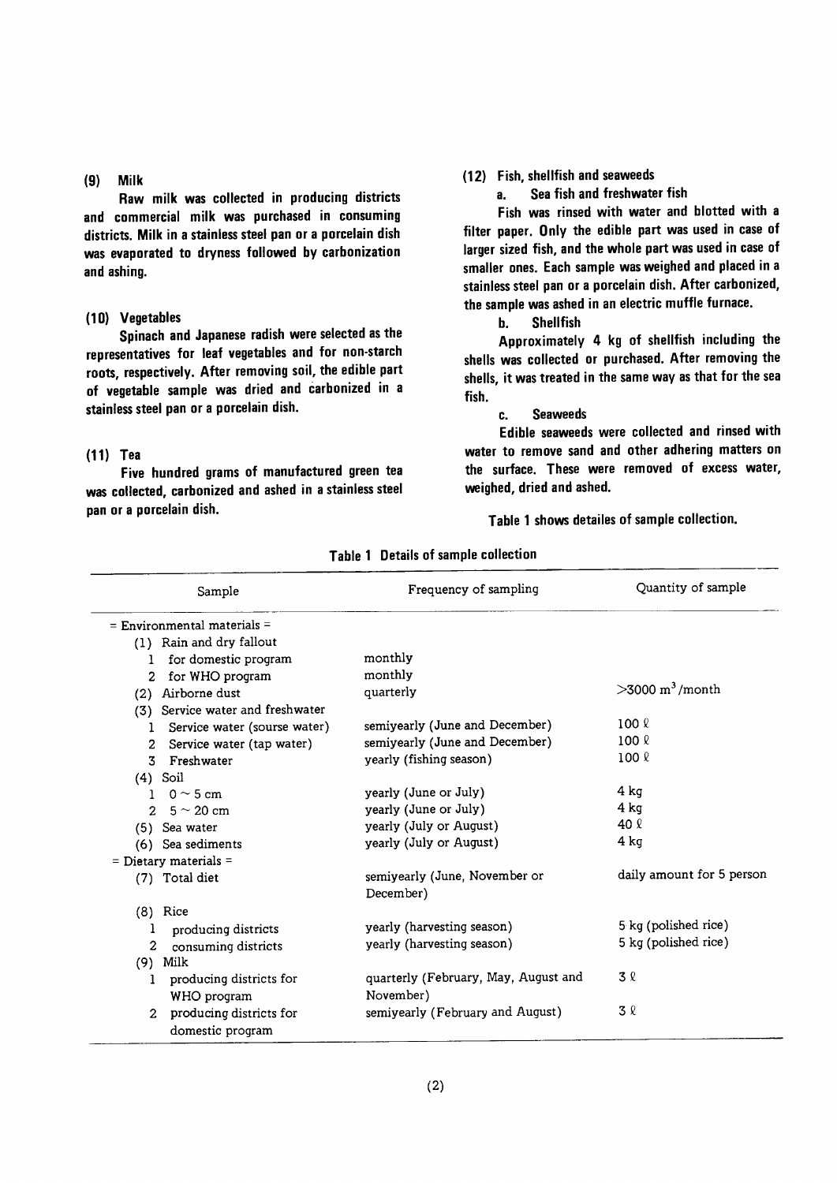### (9) Milk

Raw milk was collected in producing districts and commercial milk was purchased in consuming districts. Milk in a stainless steel pan or a porcelain dish was evaporated to dryness followed by carbonization and ashing.

### (10) Vegetables

Spinach and Japanese radish were selected as the representatives for leaf vegetables and for non-starch roots, respectively. After removing soil, the edible part of vegetable sample was dried and carbonized in a stainless steel pan or a porcelain dish.

### (11) Tea

Five hundred grams of manufactured green tea was collected, carbonized and ashed in a stainless steel pan or a porcelain dish.

### (12) Fish, shellfish and seaweeds

**a. Sea fish and freshwater fish**

Fish was rinsed with water and blotted with a filter paper. Only the edible part was used in case of larger sized fish, and the whole part was used in case of smaller ones. Each sample was weighed and placed in a stainless steel pan or a porcelain dish. After carbonized, the sample was ashed in an electric muffle furnace.

**b. Shellfish**

Approximately 4 kg of shellfish including the shells was collected or purchased. After removing the shells, it was treated in the same way as that for the sea fish.

**c. Seaweeds**

Edible seaweeds were collected and rinsed with water to remove sand and other adhering matters on the surface. These were removed of excess water, weighed, dried and ashed.

Table 1 shows detailes of sample collection.

**Table 1 Details of sample collection**

| Sample | Frequency of sampling | Quantity of sample |
|---|---|---|
| = Environmental materials = | | |
| (1) Rain and dry fallout | | |
| 1 for domestic program | monthly | |
| 2 for WHO program | monthly | |
| (2) Airborne dust | quarterly | >3000 $m^3$/month |
| (3) Service water and freshwater | | |
| 1 Service water (sourse water) | semiyearly (June and December) | 100 ℓ |
| 2 Service water (tap water) | semiyearly (June and December) | 100 ℓ |
| 3 Freshwater | yearly (fishing season) | 100 ℓ |
| (4) Soil | | |
| 1 0 ~ 5 cm | yearly (June or July) | 4 kg |
| 2 5 ~ 20 cm | yearly (June or July) | 4 kg |
| (5) Sea water | yearly (July or August) | 40 ℓ |
| (6) Sea sediments | yearly (July or August) | 4 kg |
| = Dietary materials = | | |
| (7) Total diet | semiyearly (June, November or December) | daily amount for 5 person |
| (8) Rice | | |
| 1 producing districts | yearly (harvesting season) | 5 kg (polished rice) |
| 2 consuming districts | yearly (harvesting season) | 5 kg (polished rice) |
| (9) Milk | | |
| 1 producing districts for WHO program | quarterly (February, May, August and November) | 3 ℓ |
| 2 producing districts for domestic program | semiyearly (February and August) | 3 ℓ |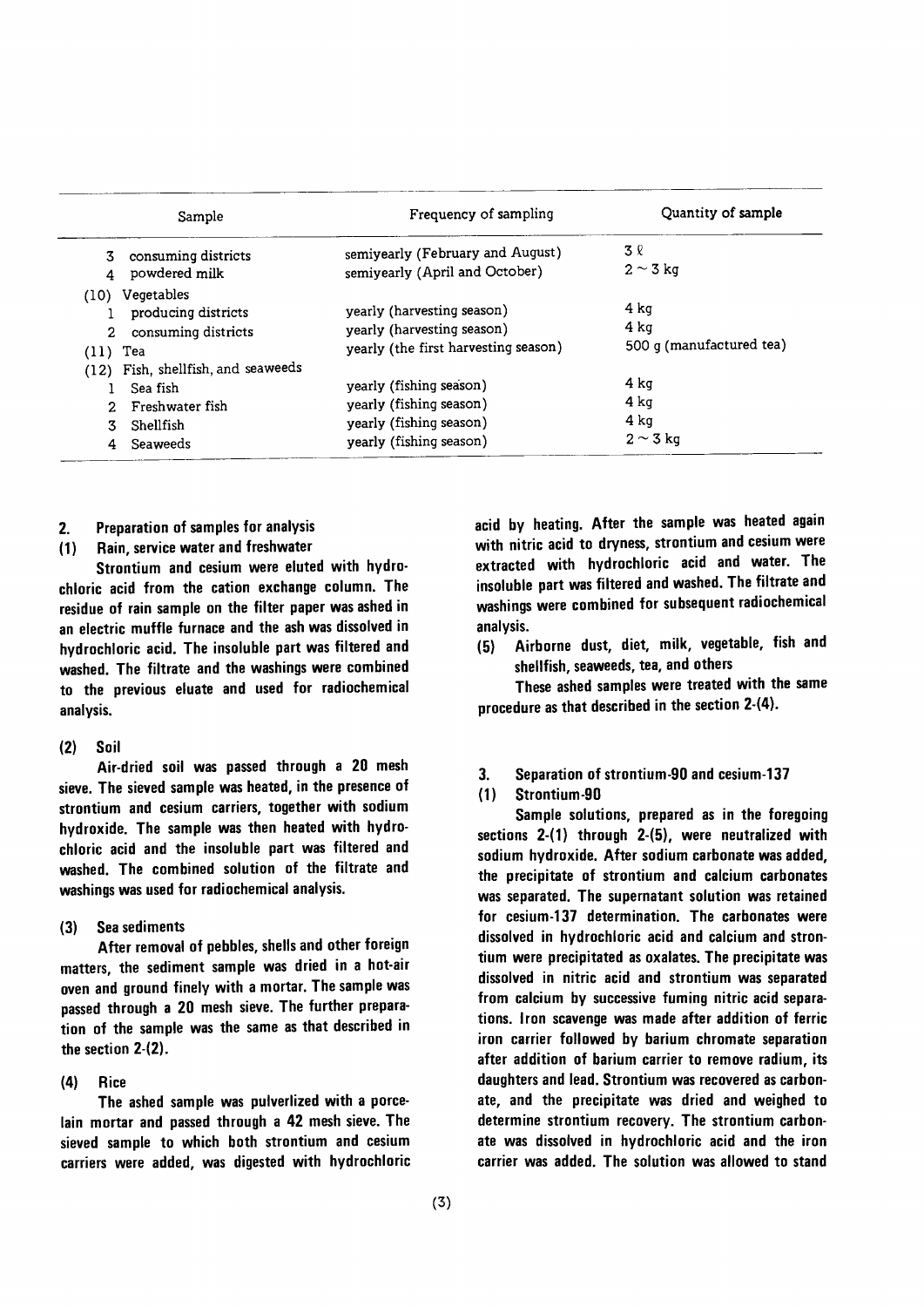| Sample | Frequency of sampling | Quantity of sample |
|---|---|---|
| 3 consuming districts | semiyearly (February and August) | 3 ℓ |
| 4 powdered milk | semiyearly (April and October) | 2 ~ 3 kg |
| (10) Vegetables | | |
| 1 producing districts | yearly (harvesting season) | 4 kg |
| 2 consuming districts | yearly (harvesting season) | 4 kg |
| (11) Tea | yearly (the first harvesting season) | 500 g (manufactured tea) |
| (12) Fish, shellfish, and seaweeds | | |
| 1 Sea fish | yearly (fishing season) | 4 kg |
| 2 Freshwater fish | yearly (fishing season) | 4 kg |
| 3 Shellfish | yearly (fishing season) | 4 kg |
| 4 Seaweeds | yearly (fishing season) | 2 ~ 3 kg |

## 2. Preparation of samples for analysis

### (1) Rain, service water and freshwater

Strontium and cesium were eluted with hydrochloric acid from the cation exchange column. The residue of rain sample on the filter paper was ashed in an electric muffle furnace and the ash was dissolved in hydrochloric acid. The insoluble part was filtered and washed. The filtrate and the washings were combined to the previous eluate and used for radiochemical analysis.

### (2) Soil

Air-dried soil was passed through a 20 mesh sieve. The sieved sample was heated, in the presence of strontium and cesium carriers, together with sodium hydroxide. The sample was then heated with hydrochloric acid and the insoluble part was filtered and washed. The combined solution of the filtrate and washings was used for radiochemical analysis.

### (3) Sea sediments

After removal of pebbles, shells and other foreign matters, the sediment sample was dried in a hot-air oven and ground finely with a mortar. The sample was passed through a 20 mesh sieve. The further preparation of the sample was the same as that described in the section 2-(2).

### (4) Rice

The ashed sample was pulverized with a porcelain mortar and passed through a 42 mesh sieve. The sieved sample to which both strontium and cesium carriers were added, was digested with hydrochloric acid by heating. After the sample was heated again with nitric acid to dryness, strontium and cesium were extracted with hydrochloric acid and water. The insoluble part was filtered and washed. The filtrate and washings were combined for subsequent radiochemical analysis.

### (5) Airborne dust, diet, milk, vegetable, fish and shellfish, seaweeds, tea, and others

These ashed samples were treated with the same procedure as that described in the section 2-(4).

## 3. Separation of strontium-90 and cesium-137

### (1) Strontium-90

Sample solutions, prepared as in the foregoing sections 2-(1) through 2-(5), were neutralized with sodium hydroxide. After sodium carbonate was added, the precipitate of strontium and calcium carbonates was separated. The supernatant solution was retained for cesium-137 determination. The carbonates were dissolved in hydrochloric acid and calcium and strontium were precipitated as oxalates. The precipitate was dissolved in nitric acid and strontium was separated from calcium by successive fuming nitric acid separations. Iron scavenge was made after addition of ferric iron carrier followed by barium chromate separation after addition of barium carrier to remove radium, its daughters and lead. Strontium was recovered as carbonate, and the precipitate was dried and weighed to determine strontium recovery. The strontium carbonate was dissolved in hydrochloric acid and the iron carrier was added. The solution was allowed to stand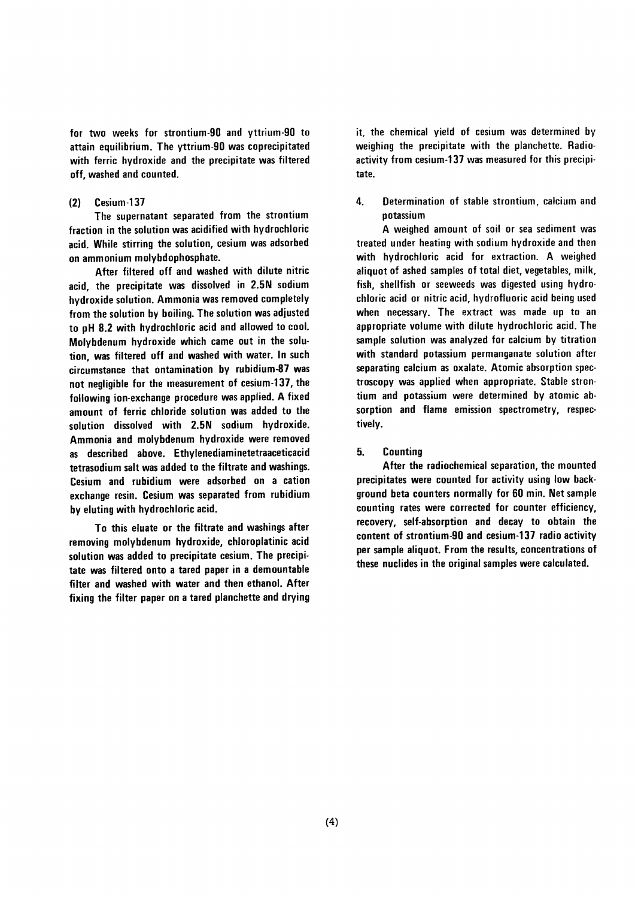for two weeks for strontium-90 and yttrium-90 to attain equilibrium. The yttrium-90 was coprecipitated with ferric hydroxide and the precipitate was filtered off, washed and counted.

### (2) Cesium-137

The supernatant separated from the strontium fraction in the solution was acidified with hydrochloric acid. While stirring the solution, cesium was adsorbed on ammonium molybdophosphate.

After filtered off and washed with dilute nitric acid, the precipitate was dissolved in 2.5N sodium hydroxide solution. Ammonia was removed completely from the solution by boiling. The solution was adjusted to pH 8.2 with hydrochloric acid and allowed to cool. Molybdenum hydroxide which came out in the solution, was filtered off and washed with water. In such circumstance that ontamination by rubidium-87 was not negligible for the measurement of cesium-137, the following ion-exchange procedure was applied. A fixed amount of ferric chloride solution was added to the solution dissolved with 2.5N sodium hydroxide. Ammonia and molybdenum hydroxide were removed as described above. Ethylenediaminetetraaceticacid tetrasodium salt was added to the filtrate and washings. Cesium and rubidium were adsorbed on a cation exchange resin. Cesium was separated from rubidium by eluting with hydrochloric acid.

To this eluate or the filtrate and washings after removing molybdenum hydroxide, chloroplatinic acid solution was added to precipitate cesium. The precipitate was filtered onto a tared paper in a demountable filter and washed with water and then ethanol. After fixing the filter paper on a tared planchette and drying it, the chemical yield of cesium was determined by weighing the precipitate with the planchette. Radioactivity from cesium-137 was measured for this precipitate.

## 4. Determination of stable strontium, calcium and potassium

A weighed amount of soil or sea sediment was treated under heating with sodium hydroxide and then with hydrochloric acid for extraction. A weighed aliquot of ashed samples of total diet, vegetables, milk, fish, shellfish or seeweeds was digested using hydrochloric acid or nitric acid, hydrofluoric acid being used when necessary. The extract was made up to an appropriate volume with dilute hydrochloric acid. The sample solution was analyzed for calcium by titration with standard potassium permanganate solution after separating calcium as oxalate. Atomic absorption spectroscopy was applied when appropriate. Stable strontium and potassium were determined by atomic absorption and flame emission spectrometry, respectively.

## 5. Counting

After the radiochemical separation, the mounted precipitates were counted for activity using low background beta counters normally for 60 min. Net sample counting rates were corrected for counter efficiency, recovery, self-absorption and decay to obtain the content of strontium-90 and cesium-137 radio activity per sample aliquot. From the results, concentrations of these nuclides in the original samples were calculated.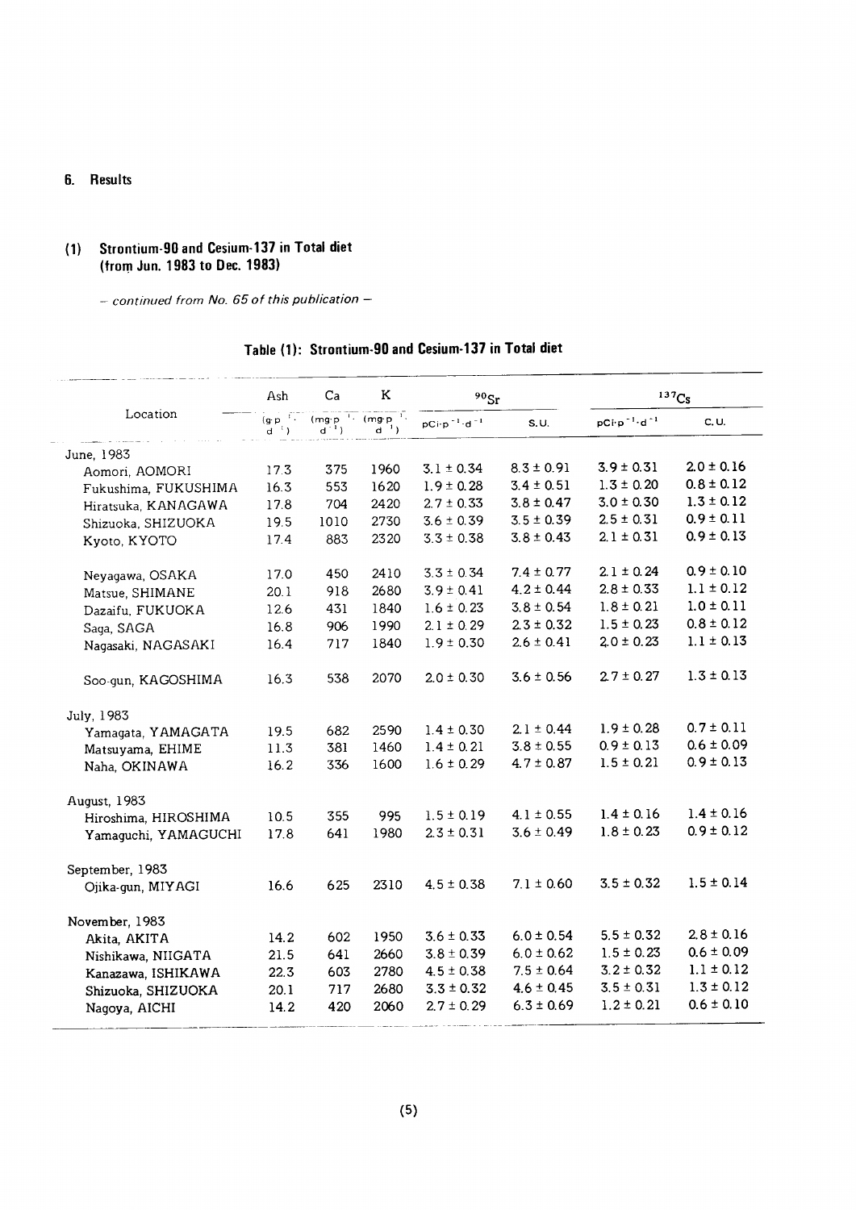## 6. Results

### (1) Strontium-90 and Cesium-137 in Total diet (from Jun. 1983 to Dec. 1983)

*– continued from No. 65 of this publication –*

**Table (1): Strontium-90 and Cesium-137 in Total diet**

| Location | Ash | Ca | K | $^{90}Sr$ | | $^{137}Cs$ | |
|---|---|---|---|---|---|---|---|
| | $(g \cdot p^{-1} \cdot d^{-1})$ | $(mg \cdot p^{-1} \cdot d^{-1})$ | $(mg \cdot p^{-1} \cdot d^{-1})$ | $pCi \cdot p^{-1} \cdot d^{-1}$ | S.U. | $pCi \cdot p^{-1} \cdot d^{-1}$ | C.U. |
| June, 1983 | | | | | | | |
| Aomori, AOMORI | 17.3 | 375 | 1960 | 3.1 ± 0.34 | 8.3 ± 0.91 | 3.9 ± 0.31 | 2.0 ± 0.16 |
| Fukushima, FUKUSHIMA | 16.3 | 553 | 1620 | 1.9 ± 0.28 | 3.4 ± 0.51 | 1.3 ± 0.20 | 0.8 ± 0.12 |
| Hiratsuka, KANAGAWA | 17.8 | 704 | 2420 | 2.7 ± 0.33 | 3.8 ± 0.47 | 3.0 ± 0.30 | 1.3 ± 0.12 |
| Shizuoka, SHIZUOKA | 19.5 | 1010 | 2730 | 3.6 ± 0.39 | 3.5 ± 0.39 | 2.5 ± 0.31 | 0.9 ± 0.11 |
| Kyoto, KYOTO | 17.4 | 883 | 2320 | 3.3 ± 0.38 | 3.8 ± 0.43 | 2.1 ± 0.31 | 0.9 ± 0.13 |
| Neyagawa, OSAKA | 17.0 | 450 | 2410 | 3.3 ± 0.34 | 7.4 ± 0.77 | 2.1 ± 0.24 | 0.9 ± 0.10 |
| Matsue, SHIMANE | 20.1 | 918 | 2680 | 3.9 ± 0.41 | 4.2 ± 0.44 | 2.8 ± 0.33 | 1.1 ± 0.12 |
| Dazaifu, FUKUOKA | 12.6 | 431 | 1840 | 1.6 ± 0.23 | 3.8 ± 0.54 | 1.8 ± 0.21 | 1.0 ± 0.11 |
| Saga, SAGA | 16.8 | 906 | 1990 | 2.1 ± 0.29 | 2.3 ± 0.32 | 1.5 ± 0.23 | 0.8 ± 0.12 |
| Nagasaki, NAGASAKI | 16.4 | 717 | 1840 | 1.9 ± 0.30 | 2.6 ± 0.41 | 2.0 ± 0.23 | 1.1 ± 0.13 |
| Soo-gun, KAGOSHIMA | 16.3 | 538 | 2070 | 2.0 ± 0.30 | 3.6 ± 0.56 | 2.7 ± 0.27 | 1.3 ± 0.13 |
| July, 1983 | | | | | | | |
| Yamagata, YAMAGATA | 19.5 | 682 | 2590 | 1.4 ± 0.30 | 2.1 ± 0.44 | 1.9 ± 0.28 | 0.7 ± 0.11 |
| Matsuyama, EHIME | 11.3 | 381 | 1460 | 1.4 ± 0.21 | 3.8 ± 0.55 | 0.9 ± 0.13 | 0.6 ± 0.09 |
| Naha, OKINAWA | 16.2 | 336 | 1600 | 1.6 ± 0.29 | 4.7 ± 0.87 | 1.5 ± 0.21 | 0.9 ± 0.13 |
| August, 1983 | | | | | | | |
| Hiroshima, HIROSHIMA | 10.5 | 355 | 995 | 1.5 ± 0.19 | 4.1 ± 0.55 | 1.4 ± 0.16 | 1.4 ± 0.16 |
| Yamaguchi, YAMAGUCHI | 17.8 | 641 | 1980 | 2.3 ± 0.31 | 3.6 ± 0.49 | 1.8 ± 0.23 | 0.9 ± 0.12 |
| September, 1983 | | | | | | | |
| Ojika-gun, MIYAGI | 16.6 | 625 | 2310 | 4.5 ± 0.38 | 7.1 ± 0.60 | 3.5 ± 0.32 | 1.5 ± 0.14 |
| November, 1983 | | | | | | | |
| Akita, AKITA | 14.2 | 602 | 1950 | 3.6 ± 0.33 | 6.0 ± 0.54 | 5.5 ± 0.32 | 2.8 ± 0.16 |
| Nishikawa, NIIGATA | 21.5 | 641 | 2660 | 3.8 ± 0.39 | 6.0 ± 0.62 | 1.5 ± 0.23 | 0.6 ± 0.09 |
| Kanazawa, ISHIKAWA | 22.3 | 603 | 2780 | 4.5 ± 0.38 | 7.5 ± 0.64 | 3.2 ± 0.32 | 1.1 ± 0.12 |
| Shizuoka, SHIZUOKA | 20.1 | 717 | 2680 | 3.3 ± 0.32 | 4.6 ± 0.45 | 3.5 ± 0.31 | 1.3 ± 0.12 |
| Nagoya, AICHI | 14.2 | 420 | 2060 | 2.7 ± 0.29 | 6.3 ± 0.69 | 1.2 ± 0.21 | 0.6 ± 0.10 |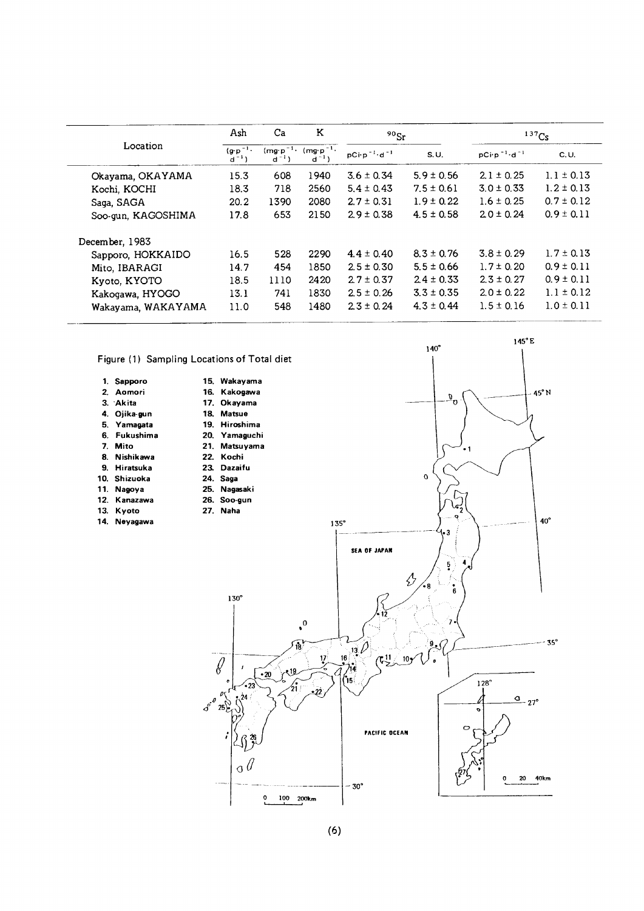| Location | Ash | Ca | K | $^{90}Sr$ | | $^{137}Cs$ | |
|---|---|---|---|---|---|---|---|
| | $(g \cdot p^{-1} \cdot d^{-1})$ | $(mg \cdot p^{-1} \cdot d^{-1})$ | $(mg \cdot p^{-1} \cdot d^{-1})$ | $pCi \cdot p^{-1} \cdot d^{-1}$ | S.U. | $pCi \cdot p^{-1} \cdot d^{-1}$ | C.U. |
| Okayama, OKAYAMA | 15.3 | 608 | 1940 | 3.6 ± 0.34 | 5.9 ± 0.56 | 2.1 ± 0.25 | 1.1 ± 0.13 |
| Kochi, KOCHI | 18.3 | 718 | 2560 | 5.4 ± 0.43 | 7.5 ± 0.61 | 3.0 ± 0.33 | 1.2 ± 0.13 |
| Saga, SAGA | 20.2 | 1390 | 2080 | 2.7 ± 0.31 | 1.9 ± 0.22 | 1.6 ± 0.25 | 0.7 ± 0.12 |
| Soo-gun, KAGOSHIMA | 17.8 | 653 | 2150 | 2.9 ± 0.38 | 4.5 ± 0.58 | 2.0 ± 0.24 | 0.9 ± 0.11 |
| December, 1983 | | | | | | | |
| Sapporo, HOKKAIDO | 16.5 | 528 | 2290 | 4.4 ± 0.40 | 8.3 ± 0.76 | 3.8 ± 0.29 | 1.7 ± 0.13 |
| Mito, IBARAGI | 14.7 | 454 | 1850 | 2.5 ± 0.30 | 5.5 ± 0.66 | 1.7 ± 0.20 | 0.9 ± 0.11 |
| Kyoto, KYOTO | 18.5 | 1110 | 2420 | 2.7 ± 0.37 | 2.4 ± 0.33 | 2.3 ± 0.27 | 0.9 ± 0.11 |
| Kakogawa, HYOGO | 13.1 | 741 | 1830 | 2.5 ± 0.26 | 3.3 ± 0.35 | 2.0 ± 0.22 | 1.1 ± 0.12 |
| Wakayama, WAKAYAMA | 11.0 | 548 | 1480 | 2.3 ± 0.24 | 4.3 ± 0.44 | 1.5 ± 0.16 | 1.0 ± 0.11 |

Figure (1) Sampling Locations of Total diet

1. Sapporo
2. Aomori
3. Akita
4. Ojika-gun
5. Yamagata
6. Fukushima
7. Mito
8. Nishikawa
9. Hiratsuka
10. Shizuoka
11. Nagoya
12. Kanazawa
13. Kyoto
14. Neyagawa
15. Wakayama
16. Kakogawa
17. Okayama
18. Matsue
19. Hiroshima
20. Yamaguchi
21. Matsuyama
22. Kochi
23. Dazaifu
24. Saga
25. Nagasaki
26. Soo-gun
27. Naha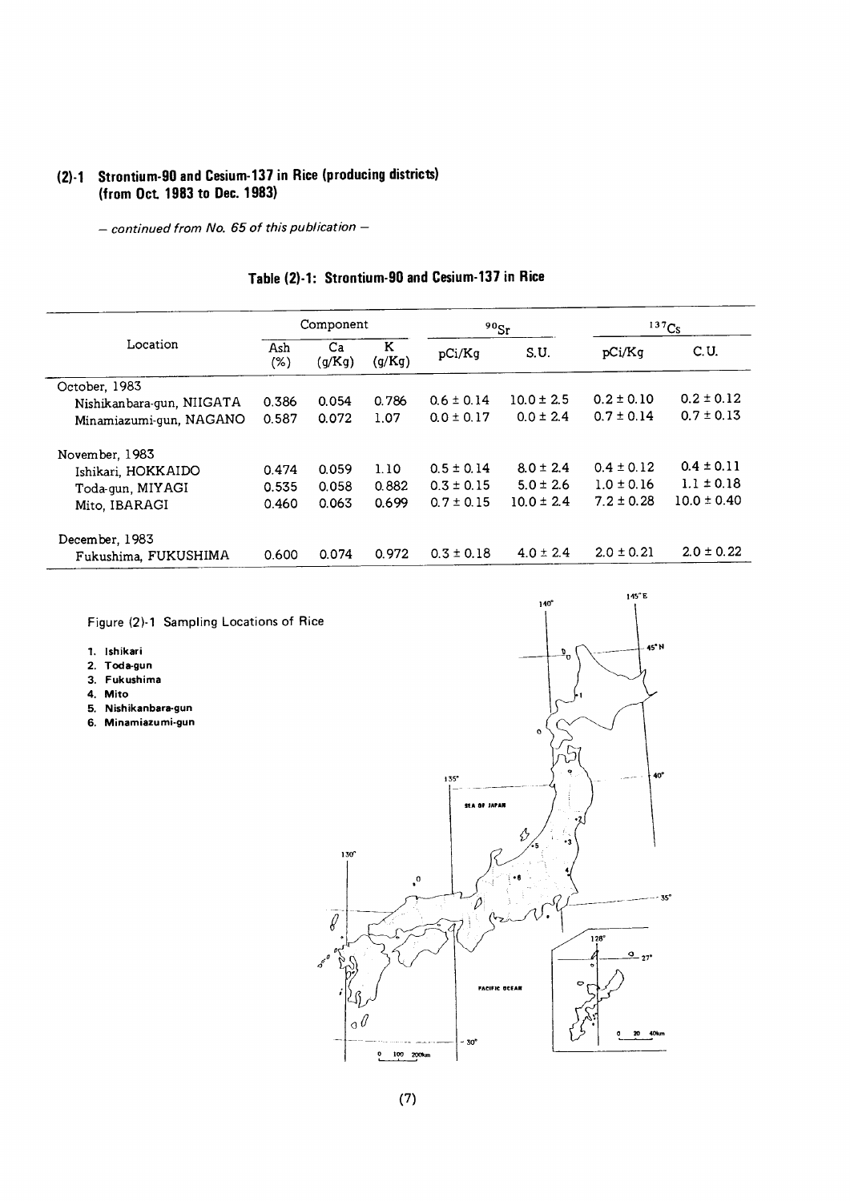## (2)-1 Strontium-90 and Cesium-137 in Rice (producing districts) (from Oct. 1983 to Dec. 1983)

*– continued from No. 65 of this publication –*

### Table (2)-1: Strontium-90 and Cesium-137 in Rice

| Location | Component | | | $^{90}Sr$ | | $^{137}Cs$ | |
|---|---|---|---|---|---|---|---|
| | Ash (%) | Ca (g/Kg) | K (g/Kg) | pCi/Kg | S.U. | pCi/Kg | C.U. |
| October, 1983 | | | | | | | |
| Nishikanbara-gun, NIIGATA | 0.386 | 0.054 | 0.786 | 0.6 ± 0.14 | 10.0 ± 2.5 | 0.2 ± 0.10 | 0.2 ± 0.12 |
| Minamiazumi-gun, NAGANO | 0.587 | 0.072 | 1.07 | 0.0 ± 0.17 | 0.0 ± 2.4 | 0.7 ± 0.14 | 0.7 ± 0.13 |
| November, 1983 | | | | | | | |
| Ishikari, HOKKAIDO | 0.474 | 0.059 | 1.10 | 0.5 ± 0.14 | 8.0 ± 2.4 | 0.4 ± 0.12 | 0.4 ± 0.11 |
| Toda-gun, MIYAGI | 0.535 | 0.058 | 0.882 | 0.3 ± 0.15 | 5.0 ± 2.6 | 1.0 ± 0.16 | 1.1 ± 0.18 |
| Mito, IBARAGI | 0.460 | 0.063 | 0.699 | 0.7 ± 0.15 | 10.0 ± 2.4 | 7.2 ± 0.28 | 10.0 ± 0.40 |
| December, 1983 | | | | | | | |
| Fukushima, FUKUSHIMA | 0.600 | 0.074 | 0.972 | 0.3 ± 0.18 | 4.0 ± 2.4 | 2.0 ± 0.21 | 2.0 ± 0.22 |

Figure (2)-1 Sampling Locations of Rice

1. Ishikari
2. Toda-gun
3. Fukushima
4. Mito
5. Nishikanbara-gun
6. Minamiazumi-gun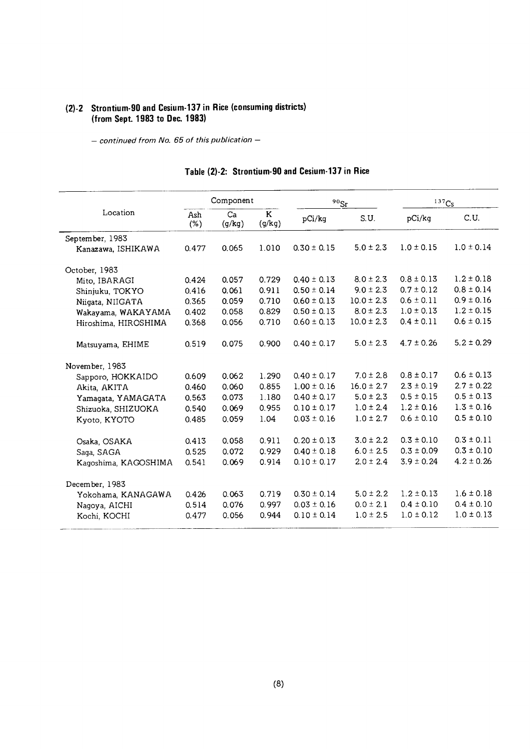## (2)-2 Strontium-90 and Cesium-137 in Rice (consuming districts) (from Sept. 1983 to Dec. 1983)

*— continued from No. 65 of this publication —*

### Table (2)-2: Strontium-90 and Cesium-137 in Rice

| Location | Component | | | $^{90}Sr$ | | $^{137}Cs$ | |
|---|---|---|---|---|---|---|---|
| | Ash (%) | Ca (g/kg) | K (g/kg) | pCi/kg | S.U. | pCi/kg | C.U. |
| September, 1983 | | | | | | | |
| Kanazawa, ISHIKAWA | 0.477 | 0.065 | 1.010 | 0.30 ± 0.15 | 5.0 ± 2.3 | 1.0 ± 0.15 | 1.0 ± 0.14 |
| October, 1983 | | | | | | | |
| Mito, IBARAGI | 0.424 | 0.057 | 0.729 | 0.40 ± 0.13 | 8.0 ± 2.3 | 0.8 ± 0.13 | 1.2 ± 0.18 |
| Shinjuku, TOKYO | 0.416 | 0.061 | 0.911 | 0.50 ± 0.14 | 9.0 ± 2.3 | 0.7 ± 0.12 | 0.8 ± 0.14 |
| Niigata, NIIGATA | 0.365 | 0.059 | 0.710 | 0.60 ± 0.13 | 10.0 ± 2.3 | 0.6 ± 0.11 | 0.9 ± 0.16 |
| Wakayama, WAKAYAMA | 0.402 | 0.058 | 0.829 | 0.50 ± 0.13 | 8.0 ± 2.3 | 1.0 ± 0.13 | 1.2 ± 0.15 |
| Hiroshima, HIROSHIMA | 0.368 | 0.056 | 0.710 | 0.60 ± 0.13 | 10.0 ± 2.3 | 0.4 ± 0.11 | 0.6 ± 0.15 |
| Matsuyama, EHIME | 0.519 | 0.075 | 0.900 | 0.40 ± 0.17 | 5.0 ± 2.3 | 4.7 ± 0.26 | 5.2 ± 0.29 |
| November, 1983 | | | | | | | |
| Sapporo, HOKKAIDO | 0.609 | 0.062 | 1.290 | 0.40 ± 0.17 | 7.0 ± 2.8 | 0.8 ± 0.17 | 0.6 ± 0.13 |
| Akita, AKITA | 0.460 | 0.060 | 0.855 | 1.00 ± 0.16 | 16.0 ± 2.7 | 2.3 ± 0.19 | 2.7 ± 0.22 |
| Yamagata, YAMAGATA | 0.563 | 0.073 | 1.180 | 0.40 ± 0.17 | 5.0 ± 2.3 | 0.5 ± 0.15 | 0.5 ± 0.13 |
| Shizuoka, SHIZUOKA | 0.540 | 0.069 | 0.955 | 0.10 ± 0.17 | 1.0 ± 2.4 | 1.2 ± 0.16 | 1.3 ± 0.16 |
| Kyoto, KYOTO | 0.485 | 0.059 | 1.04 | 0.03 ± 0.16 | 1.0 ± 2.7 | 0.6 ± 0.10 | 0.5 ± 0.10 |
| Osaka, OSAKA | 0.413 | 0.058 | 0.911 | 0.20 ± 0.13 | 3.0 ± 2.2 | 0.3 ± 0.10 | 0.3 ± 0.11 |
| Saga, SAGA | 0.525 | 0.072 | 0.929 | 0.40 ± 0.18 | 6.0 ± 2.5 | 0.3 ± 0.09 | 0.3 ± 0.10 |
| Kagoshima, KAGOSHIMA | 0.541 | 0.069 | 0.914 | 0.10 ± 0.17 | 2.0 ± 2.4 | 3.9 ± 0.24 | 4.2 ± 0.26 |
| December, 1983 | | | | | | | |
| Yokohama, KANAGAWA | 0.426 | 0.063 | 0.719 | 0.30 ± 0.14 | 5.0 ± 2.2 | 1.2 ± 0.13 | 1.6 ± 0.18 |
| Nagoya, AICHI | 0.514 | 0.076 | 0.997 | 0.03 ± 0.16 | 0.0 ± 2.1 | 0.4 ± 0.10 | 0.4 ± 0.10 |
| Kochi, KOCHI | 0.477 | 0.056 | 0.944 | 0.10 ± 0.14 | 1.0 ± 2.5 | 1.0 ± 0.12 | 1.0 ± 0.13 |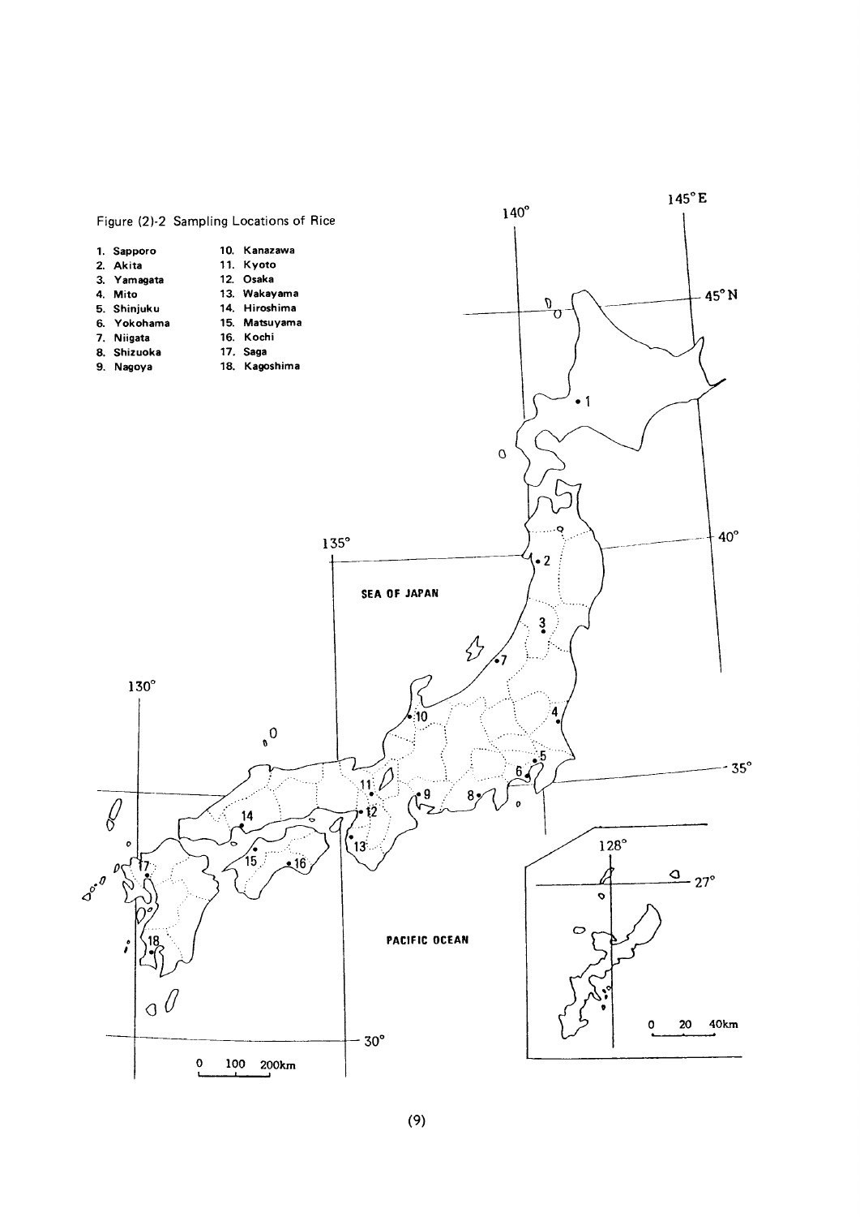Figure (2)-2 Sampling Locations of Rice

1. Sapporo
2. Akita
3. Yamagata
4. Mito
5. Shinjuku
6. Yokohama
7. Niigata
8. Shizuoka
9. Nagoya
10. Kanazawa
11. Kyoto
12. Osaka
13. Wakayama
14. Hiroshima
15. Matsuyama
16. Kochi
17. Saga
18. Kagoshima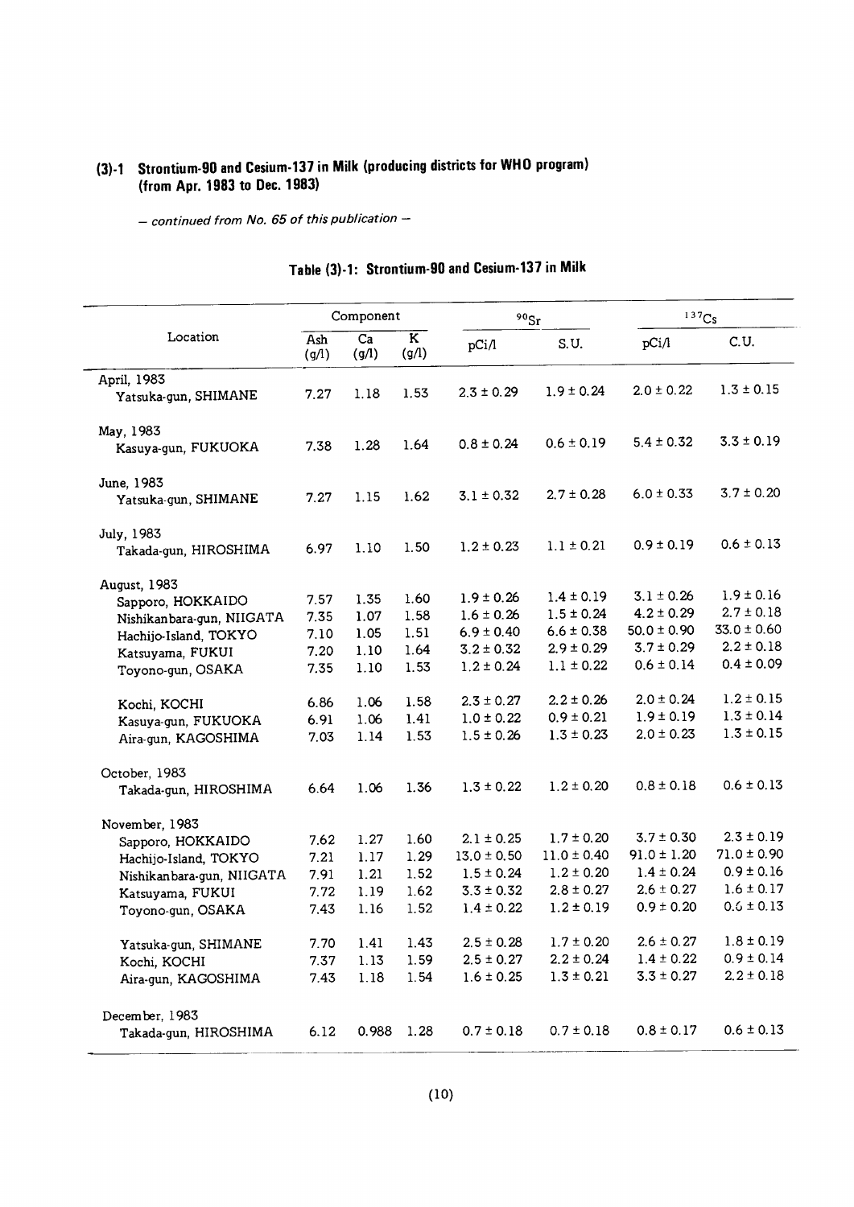## (3)-1 Strontium-90 and Cesium-137 in Milk (producing districts for WHO program) (from Apr. 1983 to Dec. 1983)

*– continued from No. 65 of this publication –*

### Table (3)-1: Strontium-90 and Cesium-137 in Milk

| Location | Component | | | $^{90}Sr$ | | $^{137}Cs$ | |
|---|---|---|---|---|---|---|---|
| | Ash (g/l) | Ca (g/l) | K (g/l) | pCi/l | S.U. | pCi/l | C.U. |
| **April, 1983** | | | | | | | |
| Yatsuka-gun, SHIMANE | 7.27 | 1.18 | 1.53 | 2.3 ± 0.29 | 1.9 ± 0.24 | 2.0 ± 0.22 | 1.3 ± 0.15 |
| **May, 1983** | | | | | | | |
| Kasuya-gun, FUKUOKA | 7.38 | 1.28 | 1.64 | 0.8 ± 0.24 | 0.6 ± 0.19 | 5.4 ± 0.32 | 3.3 ± 0.19 |
| **June, 1983** | | | | | | | |
| Yatsuka-gun, SHIMANE | 7.27 | 1.15 | 1.62 | 3.1 ± 0.32 | 2.7 ± 0.28 | 6.0 ± 0.33 | 3.7 ± 0.20 |
| **July, 1983** | | | | | | | |
| Takada-gun, HIROSHIMA | 6.97 | 1.10 | 1.50 | 1.2 ± 0.23 | 1.1 ± 0.21 | 0.9 ± 0.19 | 0.6 ± 0.13 |
| **August, 1983** | | | | | | | |
| Sapporo, HOKKAIDO | 7.57 | 1.35 | 1.60 | 1.9 ± 0.26 | 1.4 ± 0.19 | 3.1 ± 0.26 | 1.9 ± 0.16 |
| Nishikanbara-gun, NIIGATA | 7.35 | 1.07 | 1.58 | 1.6 ± 0.26 | 1.5 ± 0.24 | 4.2 ± 0.29 | 2.7 ± 0.18 |
| Hachijo-Island, TOKYO | 7.10 | 1.05 | 1.51 | 6.9 ± 0.40 | 6.6 ± 0.38 | 50.0 ± 0.90 | 33.0 ± 0.60 |
| Katsuyama, FUKUI | 7.20 | 1.10 | 1.64 | 3.2 ± 0.32 | 2.9 ± 0.29 | 3.7 ± 0.29 | 2.2 ± 0.18 |
| Toyono-gun, OSAKA | 7.35 | 1.10 | 1.53 | 1.2 ± 0.24 | 1.1 ± 0.22 | 0.6 ± 0.14 | 0.4 ± 0.09 |
| Kochi, KOCHI | 6.86 | 1.06 | 1.58 | 2.3 ± 0.27 | 2.2 ± 0.26 | 2.0 ± 0.24 | 1.2 ± 0.15 |
| Kasuya-gun, FUKUOKA | 6.91 | 1.06 | 1.41 | 1.0 ± 0.22 | 0.9 ± 0.21 | 1.9 ± 0.19 | 1.3 ± 0.14 |
| Aira-gun, KAGOSHIMA | 7.03 | 1.14 | 1.53 | 1.5 ± 0.26 | 1.3 ± 0.23 | 2.0 ± 0.23 | 1.3 ± 0.15 |
| **October, 1983** | | | | | | | |
| Takada-gun, HIROSHIMA | 6.64 | 1.06 | 1.36 | 1.3 ± 0.22 | 1.2 ± 0.20 | 0.8 ± 0.18 | 0.6 ± 0.13 |
| **November, 1983** | | | | | | | |
| Sapporo, HOKKAIDO | 7.62 | 1.27 | 1.60 | 2.1 ± 0.25 | 1.7 ± 0.20 | 3.7 ± 0.30 | 2.3 ± 0.19 |
| Hachijo-Island, TOKYO | 7.21 | 1.17 | 1.29 | 13.0 ± 0.50 | 11.0 ± 0.40 | 91.0 ± 1.20 | 71.0 ± 0.90 |
| Nishikanbara-gun, NIIGATA | 7.91 | 1.21 | 1.52 | 1.5 ± 0.24 | 1.2 ± 0.20 | 1.4 ± 0.24 | 0.9 ± 0.16 |
| Katsuyama, FUKUI | 7.72 | 1.19 | 1.62 | 3.3 ± 0.32 | 2.8 ± 0.27 | 2.6 ± 0.27 | 1.6 ± 0.17 |
| Toyono-gun, OSAKA | 7.43 | 1.16 | 1.52 | 1.4 ± 0.22 | 1.2 ± 0.19 | 0.9 ± 0.20 | 0.6 ± 0.13 |
| Yatsuka-gun, SHIMANE | 7.70 | 1.41 | 1.43 | 2.5 ± 0.28 | 1.7 ± 0.20 | 2.6 ± 0.27 | 1.8 ± 0.19 |
| Kochi, KOCHI | 7.37 | 1.13 | 1.59 | 2.5 ± 0.27 | 2.2 ± 0.24 | 1.4 ± 0.22 | 0.9 ± 0.14 |
| Aira-gun, KAGOSHIMA | 7.43 | 1.18 | 1.54 | 1.6 ± 0.25 | 1.3 ± 0.21 | 3.3 ± 0.27 | 2.2 ± 0.18 |
| **December, 1983** | | | | | | | |
| Takada-gun, HIROSHIMA | 6.12 | 0.988 | 1.28 | 0.7 ± 0.18 | 0.7 ± 0.18 | 0.8 ± 0.17 | 0.6 ± 0.13 |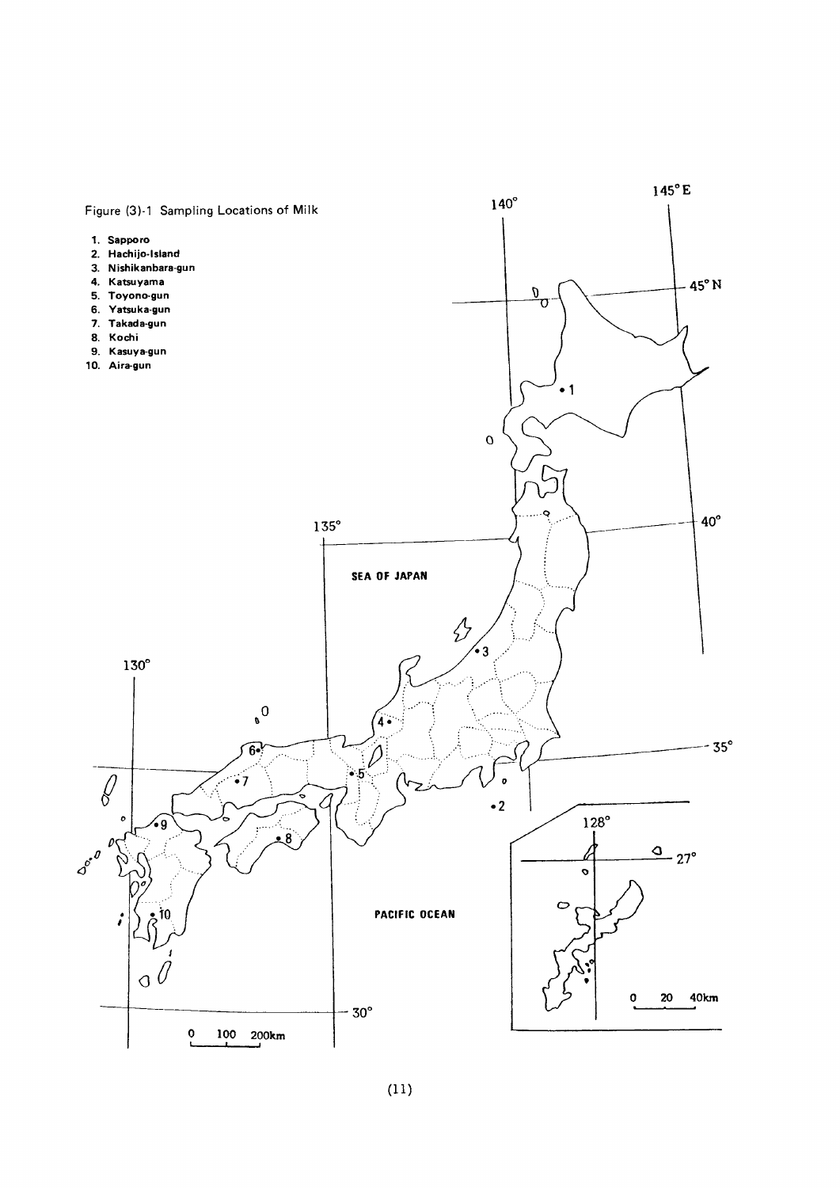Figure (3)-1 Sampling Locations of Milk

1. Sapporo
2. Hachijo-Island
3. Nishikanbara-gun
4. Katsuyama
5. Toyono-gun
6. Yatsuka-gun
7. Takada-gun
8. Kochi
9. Kasuya-gun
10. Aira-gun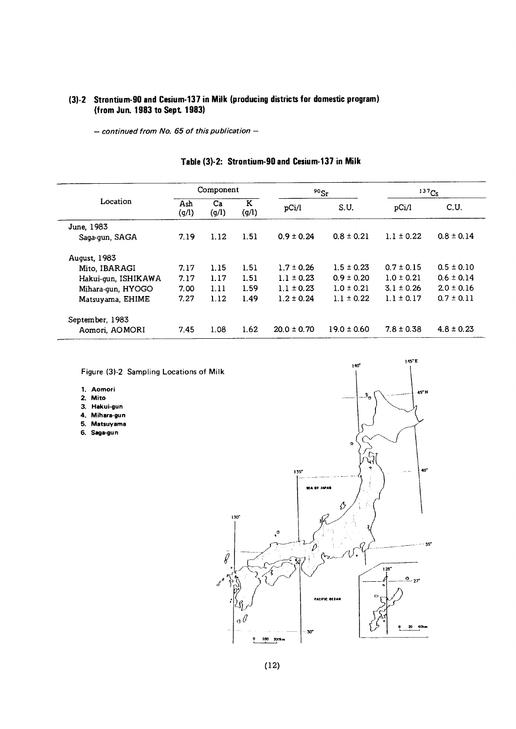## (3)-2 Strontium-90 and Cesium-137 in Milk (producing districts for domestic program) (from Jun. 1983 to Sept. 1983)

*– continued from No. 65 of this publication –*

### Table (3)-2: Strontium-90 and Cesium-137 in Milk

| Location | Component | | | $^{90}Sr$ | | $^{137}Cs$ | |
|---|---|---|---|---|---|---|---|
| | Ash (g/l) | Ca (g/l) | K (g/l) | pCi/l | S.U. | pCi/l | C.U. |
| June, 1983 | | | | | | | |
| Saga-gun, SAGA | 7.19 | 1.12 | 1.51 | 0.9 ± 0.24 | 0.8 ± 0.21 | 1.1 ± 0.22 | 0.8 ± 0.14 |
| August, 1983 | | | | | | | |
| Mito, IBARAGI | 7.17 | 1.15 | 1.51 | 1.7 ± 0.26 | 1.5 ± 0.23 | 0.7 ± 0.15 | 0.5 ± 0.10 |
| Hakui-gun, ISHIKAWA | 7.17 | 1.17 | 1.51 | 1.1 ± 0.23 | 0.9 ± 0.20 | 1.0 ± 0.21 | 0.6 ± 0.14 |
| Mihara-gun, HYOGO | 7.00 | 1.11 | 1.59 | 1.1 ± 0.23 | 1.0 ± 0.21 | 3.1 ± 0.26 | 2.0 ± 0.16 |
| Matsuyama, EHIME | 7.27 | 1.12 | 1.49 | 1.2 ± 0.24 | 1.1 ± 0.22 | 1.1 ± 0.17 | 0.7 ± 0.11 |
| September, 1983 | | | | | | | |
| Aomori, AOMORI | 7.45 | 1.08 | 1.62 | 20.0 ± 0.70 | 19.0 ± 0.60 | 7.8 ± 0.38 | 4.8 ± 0.23 |

Figure (3)-2 Sampling Locations of Milk

1. Aomori
2. Mito
3. Hakui-gun
4. Mihara-gun
5. Matsuyama
6. Saga-gun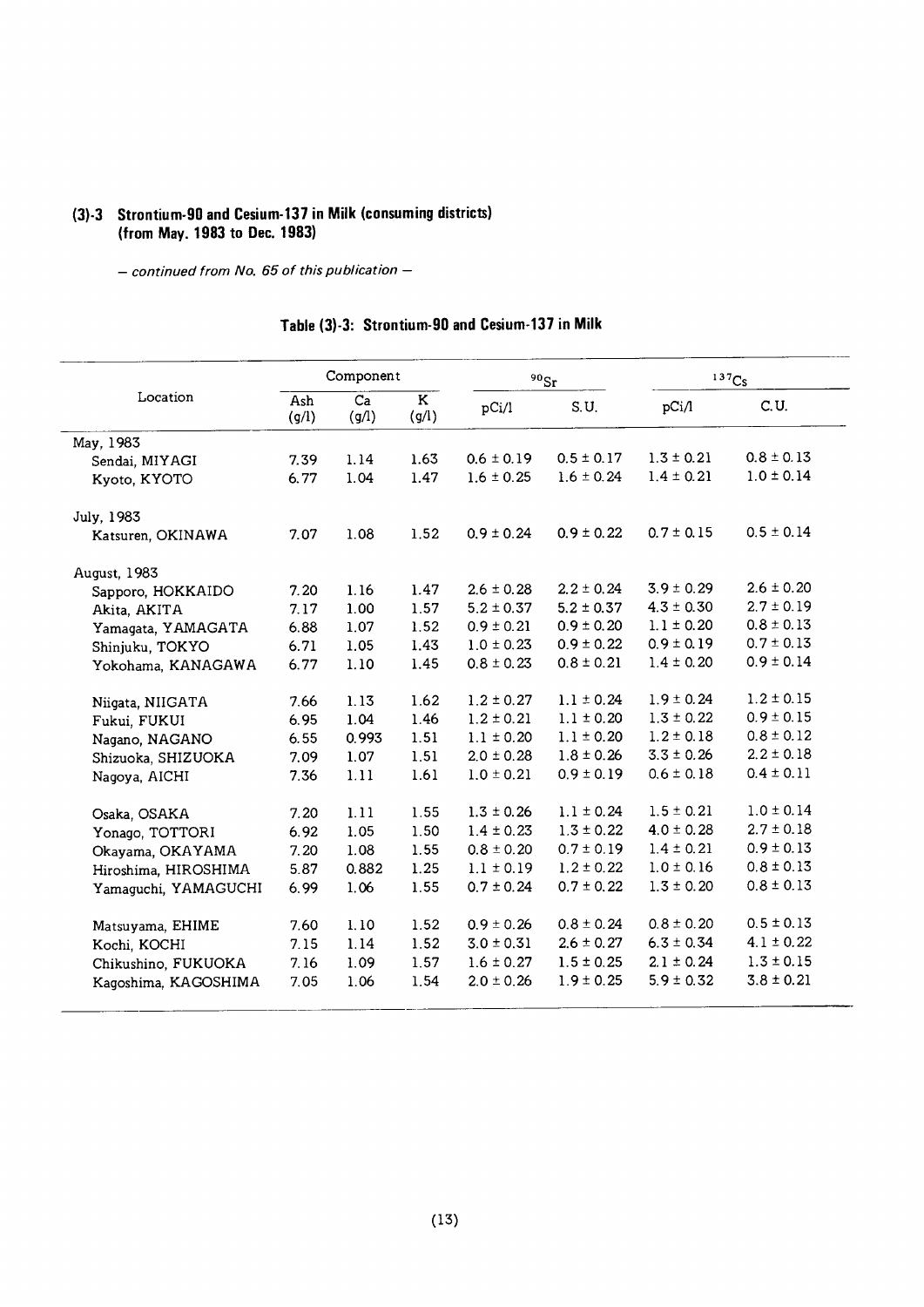## (3)-3 Strontium-90 and Cesium-137 in Milk (consuming districts) (from May. 1983 to Dec. 1983)

*– continued from No. 65 of this publication –*

### Table (3)-3: Strontium-90 and Cesium-137 in Milk

| Location | Component | | | $^{90}Sr$ | | $^{137}Cs$ | |
|---|---|---|---|---|---|---|---|
| | Ash (g/l) | Ca (g/l) | K (g/l) | pCi/l | S.U. | pCi/l | C.U. |
| May, 1983 | | | | | | | |
| Sendai, MIYAGI | 7.39 | 1.14 | 1.63 | 0.6 ± 0.19 | 0.5 ± 0.17 | 1.3 ± 0.21 | 0.8 ± 0.13 |
| Kyoto, KYOTO | 6.77 | 1.04 | 1.47 | 1.6 ± 0.25 | 1.6 ± 0.24 | 1.4 ± 0.21 | 1.0 ± 0.14 |
| July, 1983 | | | | | | | |
| Katsuren, OKINAWA | 7.07 | 1.08 | 1.52 | 0.9 ± 0.24 | 0.9 ± 0.22 | 0.7 ± 0.15 | 0.5 ± 0.14 |
| August, 1983 | | | | | | | |
| Sapporo, HOKKAIDO | 7.20 | 1.16 | 1.47 | 2.6 ± 0.28 | 2.2 ± 0.24 | 3.9 ± 0.29 | 2.6 ± 0.20 |
| Akita, AKITA | 7.17 | 1.00 | 1.57 | 5.2 ± 0.37 | 5.2 ± 0.37 | 4.3 ± 0.30 | 2.7 ± 0.19 |
| Yamagata, YAMAGATA | 6.88 | 1.07 | 1.52 | 0.9 ± 0.21 | 0.9 ± 0.20 | 1.1 ± 0.20 | 0.8 ± 0.13 |
| Shinjuku, TOKYO | 6.71 | 1.05 | 1.43 | 1.0 ± 0.23 | 0.9 ± 0.22 | 0.9 ± 0.19 | 0.7 ± 0.13 |
| Yokohama, KANAGAWA | 6.77 | 1.10 | 1.45 | 0.8 ± 0.23 | 0.8 ± 0.21 | 1.4 ± 0.20 | 0.9 ± 0.14 |
| Niigata, NIIGATA | 7.66 | 1.13 | 1.62 | 1.2 ± 0.27 | 1.1 ± 0.24 | 1.9 ± 0.24 | 1.2 ± 0.15 |
| Fukui, FUKUI | 6.95 | 1.04 | 1.46 | 1.2 ± 0.21 | 1.1 ± 0.20 | 1.3 ± 0.22 | 0.9 ± 0.15 |
| Nagano, NAGANO | 6.55 | 0.993 | 1.51 | 1.1 ± 0.20 | 1.1 ± 0.20 | 1.2 ± 0.18 | 0.8 ± 0.12 |
| Shizuoka, SHIZUOKA | 7.09 | 1.07 | 1.51 | 2.0 ± 0.28 | 1.8 ± 0.26 | 3.3 ± 0.26 | 2.2 ± 0.18 |
| Nagoya, AICHI | 7.36 | 1.11 | 1.61 | 1.0 ± 0.21 | 0.9 ± 0.19 | 0.6 ± 0.18 | 0.4 ± 0.11 |
| Osaka, OSAKA | 7.20 | 1.11 | 1.55 | 1.3 ± 0.26 | 1.1 ± 0.24 | 1.5 ± 0.21 | 1.0 ± 0.14 |
| Yonago, TOTTORI | 6.92 | 1.05 | 1.50 | 1.4 ± 0.23 | 1.3 ± 0.22 | 4.0 ± 0.28 | 2.7 ± 0.18 |
| Okayama, OKAYAMA | 7.20 | 1.08 | 1.55 | 0.8 ± 0.20 | 0.7 ± 0.19 | 1.4 ± 0.21 | 0.9 ± 0.13 |
| Hiroshima, HIROSHIMA | 5.87 | 0.882 | 1.25 | 1.1 ± 0.19 | 1.2 ± 0.22 | 1.0 ± 0.16 | 0.8 ± 0.13 |
| Yamaguchi, YAMAGUCHI | 6.99 | 1.06 | 1.55 | 0.7 ± 0.24 | 0.7 ± 0.22 | 1.3 ± 0.20 | 0.8 ± 0.13 |
| Matsuyama, EHIME | 7.60 | 1.10 | 1.52 | 0.9 ± 0.26 | 0.8 ± 0.24 | 0.8 ± 0.20 | 0.5 ± 0.13 |
| Kochi, KOCHI | 7.15 | 1.14 | 1.52 | 3.0 ± 0.31 | 2.6 ± 0.27 | 6.3 ± 0.34 | 4.1 ± 0.22 |
| Chikushino, FUKUOKA | 7.16 | 1.09 | 1.57 | 1.6 ± 0.27 | 1.5 ± 0.25 | 2.1 ± 0.24 | 1.3 ± 0.15 |
| Kagoshima, KAGOSHIMA | 7.05 | 1.06 | 1.54 | 2.0 ± 0.26 | 1.9 ± 0.25 | 5.9 ± 0.32 | 3.8 ± 0.21 |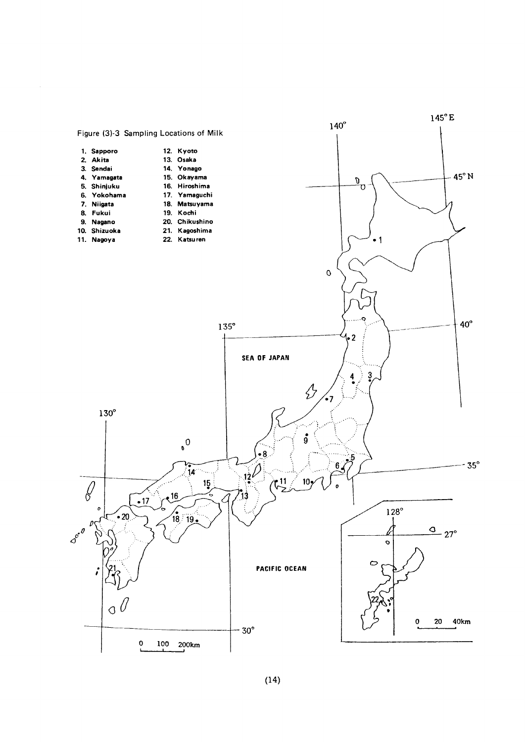Figure (3)-3 Sampling Locations of Milk

1. Sapporo
2. Akita
3. Sendai
4. Yamagata
5. Shinjuku
6. Yokohama
7. Niigata
8. Fukui
9. Nagano
10. Shizuoka
11. Nagoya
12. Kyoto
13. Osaka
14. Yonago
15. Okayama
16. Hiroshima
17. Yamaguchi
18. Matsuyama
19. Kochi
20. Chikushino
21. Kagoshima
22. Katsuren

140° 145°E 45°N 40° 135° 35° 130° 30° 128° 27°

SEA OF JAPAN

PACIFIC OCEAN

0 100 200km

0 20 40km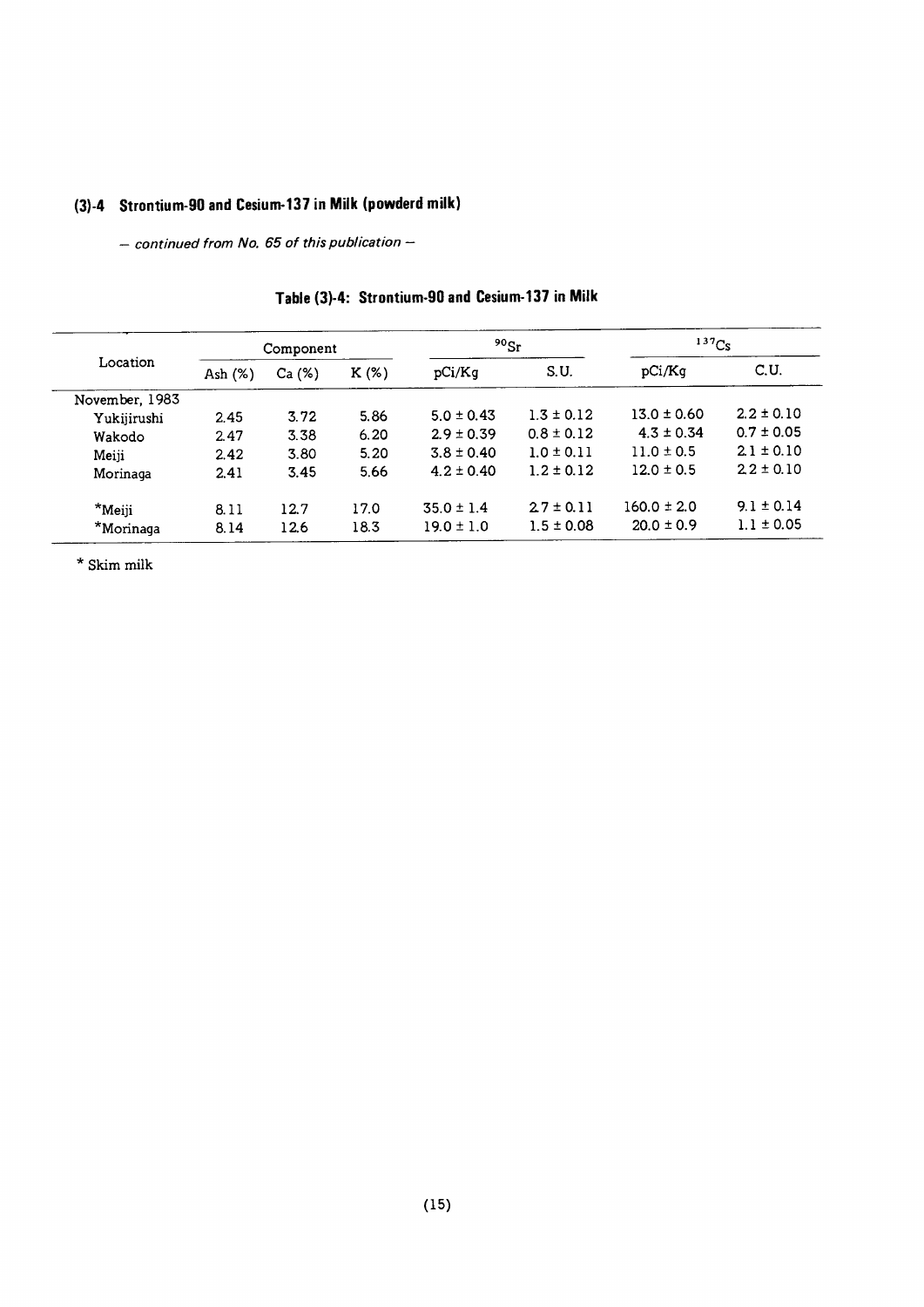## (3)-4 Strontium-90 and Cesium-137 in Milk (powderd milk)

*– continued from No. 65 of this publication –*

### Table (3)-4: Strontium-90 and Cesium-137 in Milk

| Location | Component | | | $^{90}Sr$ | | $^{137}Cs$ | |
|---|---|---|---|---|---|---|---|
| | Ash (%) | Ca (%) | K (%) | pCi/Kg | S.U. | pCi/Kg | C.U. |
| November, 1983 | | | | | | | |
| Yukijirushi | 2.45 | 3.72 | 5.86 | 5.0 ± 0.43 | 1.3 ± 0.12 | 13.0 ± 0.60 | 2.2 ± 0.10 |
| Wakodo | 2.47 | 3.38 | 6.20 | 2.9 ± 0.39 | 0.8 ± 0.12 | 4.3 ± 0.34 | 0.7 ± 0.05 |
| Meiji | 2.42 | 3.80 | 5.20 | 3.8 ± 0.40 | 1.0 ± 0.11 | 11.0 ± 0.5 | 2.1 ± 0.10 |
| Morinaga | 2.41 | 3.45 | 5.66 | 4.2 ± 0.40 | 1.2 ± 0.12 | 12.0 ± 0.5 | 2.2 ± 0.10 |
| *Meiji | 8.11 | 12.7 | 17.0 | 35.0 ± 1.4 | 2.7 ± 0.11 | 160.0 ± 2.0 | 9.1 ± 0.14 |
| *Morinaga | 8.14 | 12.6 | 18.3 | 19.0 ± 1.0 | 1.5 ± 0.08 | 20.0 ± 0.9 | 1.1 ± 0.05 |

\* Skim milk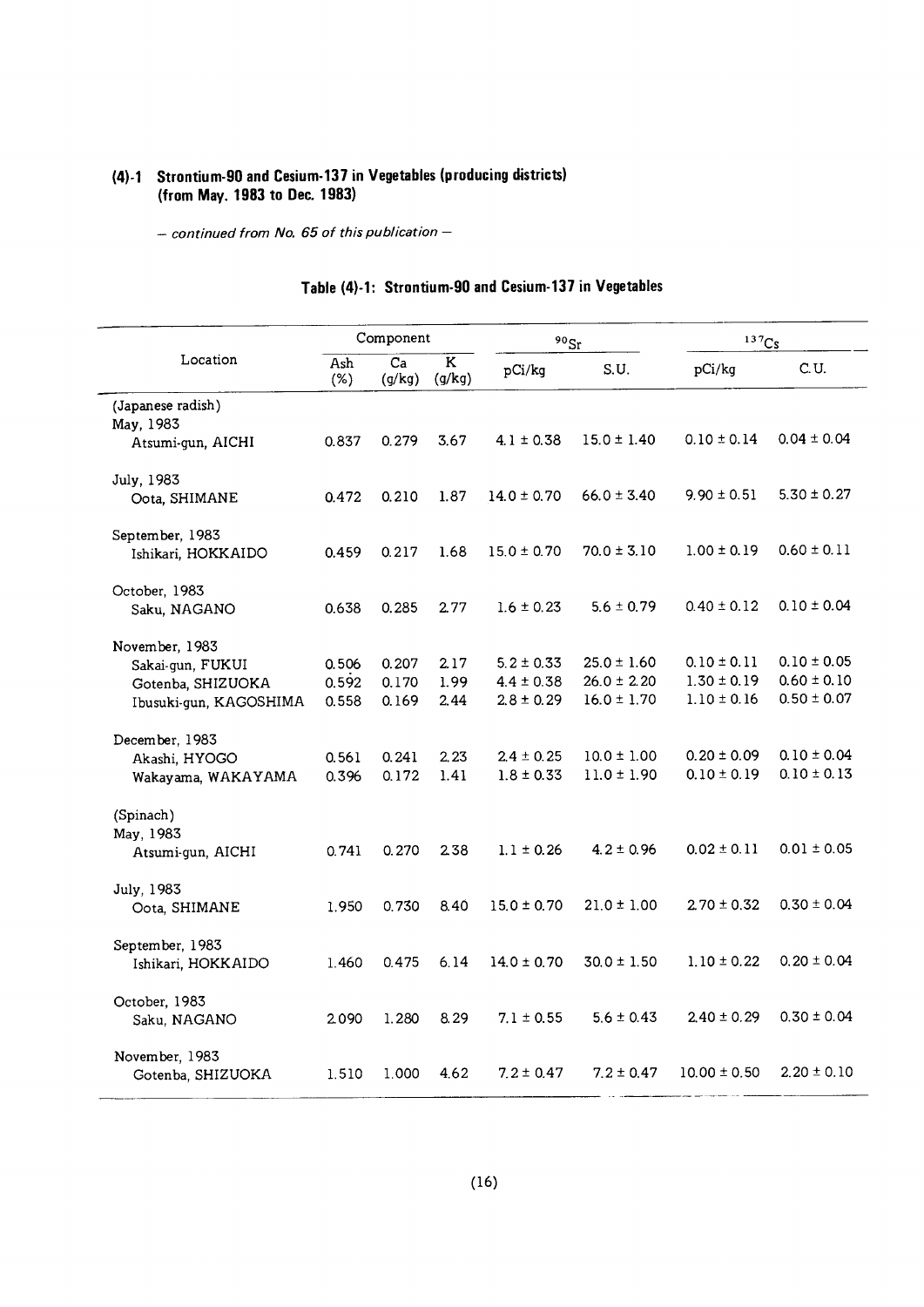## (4)-1 Strontium-90 and Cesium-137 in Vegetables (producing districts) (from May. 1983 to Dec. 1983)

*– continued from No. 65 of this publication –*

### Table (4)-1: Strontium-90 and Cesium-137 in Vegetables

| Location | Component | | | $^{90}Sr$ | | $^{137}Cs$ | |
|---|---|---|---|---|---|---|---|
| | Ash (%) | Ca (g/kg) | K (g/kg) | pCi/kg | S.U. | pCi/kg | C.U. |
| (Japanese radish) | | | | | | | |
| May, 1983 | | | | | | | |
| Atsumi-gun, AICHI | 0.837 | 0.279 | 3.67 | 4.1 ± 0.38 | 15.0 ± 1.40 | 0.10 ± 0.14 | 0.04 ± 0.04 |
| July, 1983 | | | | | | | |
| Oota, SHIMANE | 0.472 | 0.210 | 1.87 | 14.0 ± 0.70 | 66.0 ± 3.40 | 9.90 ± 0.51 | 5.30 ± 0.27 |
| September, 1983 | | | | | | | |
| Ishikari, HOKKAIDO | 0.459 | 0.217 | 1.68 | 15.0 ± 0.70 | 70.0 ± 3.10 | 1.00 ± 0.19 | 0.60 ± 0.11 |
| October, 1983 | | | | | | | |
| Saku, NAGANO | 0.638 | 0.285 | 2.77 | 1.6 ± 0.23 | 5.6 ± 0.79 | 0.40 ± 0.12 | 0.10 ± 0.04 |
| November, 1983 | | | | | | | |
| Sakai-gun, FUKUI | 0.506 | 0.207 | 2.17 | 5.2 ± 0.33 | 25.0 ± 1.60 | 0.10 ± 0.11 | 0.10 ± 0.05 |
| Gotenba, SHIZUOKA | 0.592 | 0.170 | 1.99 | 4.4 ± 0.38 | 26.0 ± 2.20 | 1.30 ± 0.19 | 0.60 ± 0.10 |
| Ibusuki-gun, KAGOSHIMA | 0.558 | 0.169 | 2.44 | 2.8 ± 0.29 | 16.0 ± 1.70 | 1.10 ± 0.16 | 0.50 ± 0.07 |
| December, 1983 | | | | | | | |
| Akashi, HYOGO | 0.561 | 0.241 | 2.23 | 2.4 ± 0.25 | 10.0 ± 1.00 | 0.20 ± 0.09 | 0.10 ± 0.04 |
| Wakayama, WAKAYAMA | 0.396 | 0.172 | 1.41 | 1.8 ± 0.33 | 11.0 ± 1.90 | 0.10 ± 0.19 | 0.10 ± 0.13 |
| (Spinach) | | | | | | | |
| May, 1983 | | | | | | | |
| Atsumi-gun, AICHI | 0.741 | 0.270 | 2.38 | 1.1 ± 0.26 | 4.2 ± 0.96 | 0.02 ± 0.11 | 0.01 ± 0.05 |
| July, 1983 | | | | | | | |
| Oota, SHIMANE | 1.950 | 0.730 | 8.40 | 15.0 ± 0.70 | 21.0 ± 1.00 | 2.70 ± 0.32 | 0.30 ± 0.04 |
| September, 1983 | | | | | | | |
| Ishikari, HOKKAIDO | 1.460 | 0.475 | 6.14 | 14.0 ± 0.70 | 30.0 ± 1.50 | 1.10 ± 0.22 | 0.20 ± 0.04 |
| October, 1983 | | | | | | | |
| Saku, NAGANO | 2.090 | 1.280 | 8.29 | 7.1 ± 0.55 | 5.6 ± 0.43 | 2.40 ± 0.29 | 0.30 ± 0.04 |
| November, 1983 | | | | | | | |
| Gotenba, SHIZUOKA | 1.510 | 1.000 | 4.62 | 7.2 ± 0.47 | 7.2 ± 0.47 | 10.00 ± 0.50 | 2.20 ± 0.10 |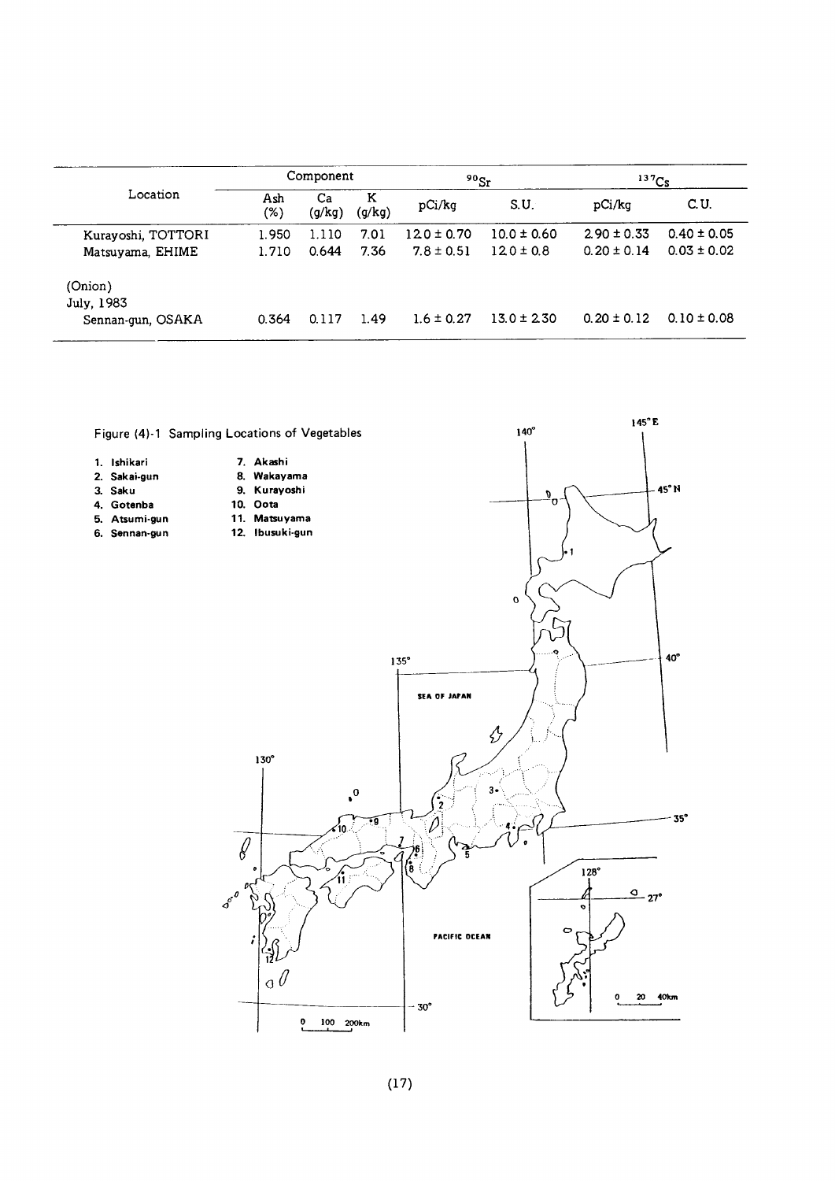| Location | Component | | | $^{90}Sr$ | | $^{137}Cs$ | |
|---|---|---|---|---|---|---|---|
| | Ash (%) | Ca (g/kg) | K (g/kg) | pCi/kg | S.U. | pCi/kg | C.U. |
| Kurayoshi, TOTTORI | 1.950 | 1.110 | 7.01 | 12.0 ± 0.70 | 10.0 ± 0.60 | 2.90 ± 0.33 | 0.40 ± 0.05 |
| Matsuyama, EHIME | 1.710 | 0.644 | 7.36 | 7.8 ± 0.51 | 12.0 ± 0.8 | 0.20 ± 0.14 | 0.03 ± 0.02 |
| (Onion) July, 1983 | | | | | | | |
| Sennan-gun, OSAKA | 0.364 | 0.117 | 1.49 | 1.6 ± 0.27 | 13.0 ± 2.30 | 0.20 ± 0.12 | 0.10 ± 0.08 |

Figure (4)-1 Sampling Locations of Vegetables

1. Ishikari
2. Sakai-gun
3. Saku
4. Gotenba
5. Atsumi-gun
6. Sennan-gun
7. Akashi
8. Wakayama
9. Kurayoshi
10. Oota
11. Matsuyama
12. Ibusuki-gun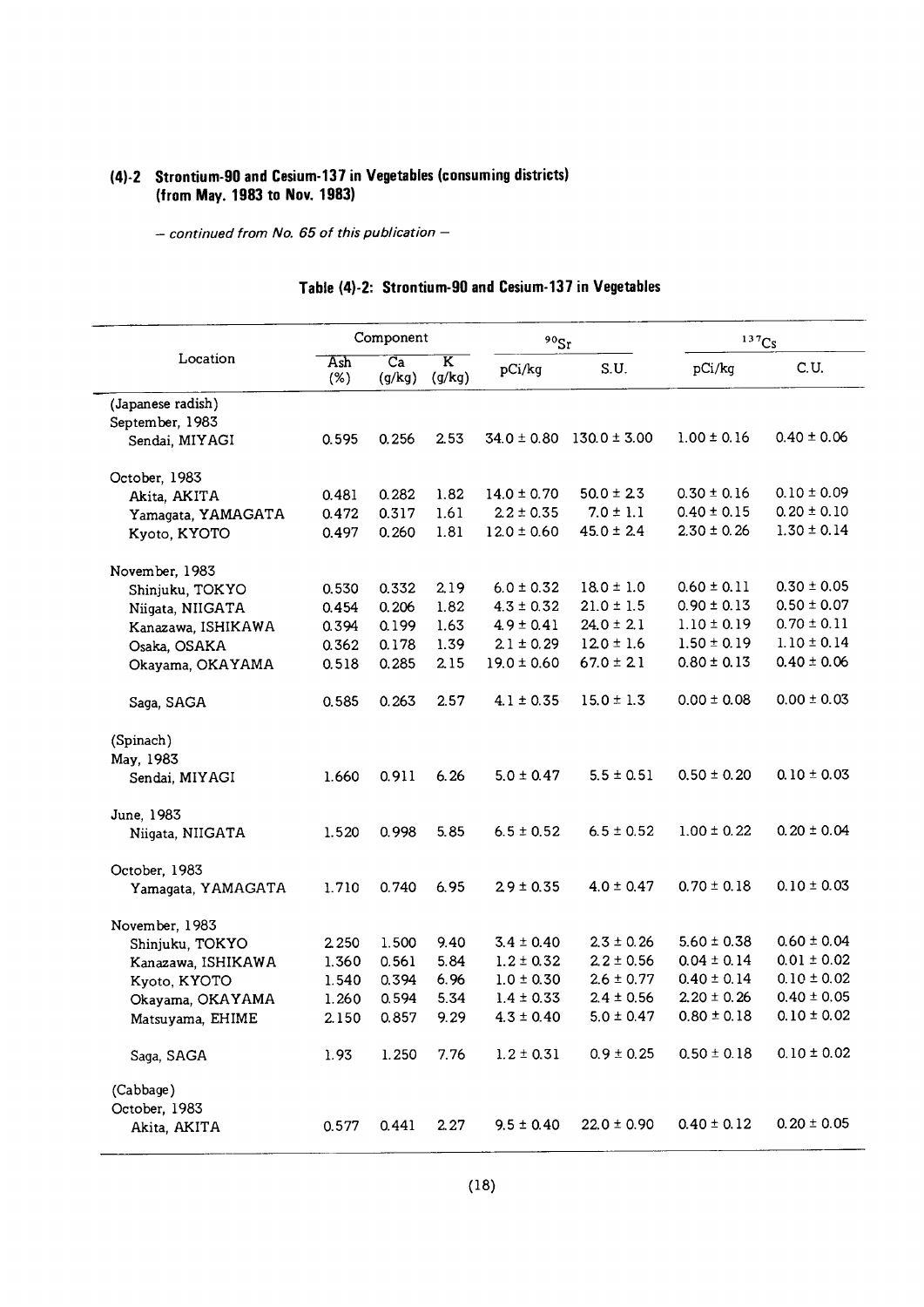## (4)-2 Strontium-90 and Cesium-137 in Vegetables (consuming districts) (from May. 1983 to Nov. 1983)

*– continued from No. 65 of this publication –*

### Table (4)-2: Strontium-90 and Cesium-137 in Vegetables

| Location | Component | | | $^{90}Sr$ | | $^{137}Cs$ | |
|---|---|---|---|---|---|---|---|
| | Ash (%) | Ca (g/kg) | K (g/kg) | pCi/kg | S.U. | pCi/kg | C.U. |
| (Japanese radish) | | | | | | | |
| September, 1983 | | | | | | | |
| Sendai, MIYAGI | 0.595 | 0.256 | 2.53 | 34.0 ± 0.80 | 130.0 ± 3.00 | 1.00 ± 0.16 | 0.40 ± 0.06 |
| October, 1983 | | | | | | | |
| Akita, AKITA | 0.481 | 0.282 | 1.82 | 14.0 ± 0.70 | 50.0 ± 2.3 | 0.30 ± 0.16 | 0.10 ± 0.09 |
| Yamagata, YAMAGATA | 0.472 | 0.317 | 1.61 | 2.2 ± 0.35 | 7.0 ± 1.1 | 0.40 ± 0.15 | 0.20 ± 0.10 |
| Kyoto, KYOTO | 0.497 | 0.260 | 1.81 | 12.0 ± 0.60 | 45.0 ± 2.4 | 2.30 ± 0.26 | 1.30 ± 0.14 |
| November, 1983 | | | | | | | |
| Shinjuku, TOKYO | 0.530 | 0.332 | 2.19 | 6.0 ± 0.32 | 18.0 ± 1.0 | 0.60 ± 0.11 | 0.30 ± 0.05 |
| Niigata, NIIGATA | 0.454 | 0.206 | 1.82 | 4.3 ± 0.32 | 21.0 ± 1.5 | 0.90 ± 0.13 | 0.50 ± 0.07 |
| Kanazawa, ISHIKAWA | 0.394 | 0.199 | 1.63 | 4.9 ± 0.41 | 24.0 ± 2.1 | 1.10 ± 0.19 | 0.70 ± 0.11 |
| Osaka, OSAKA | 0.362 | 0.178 | 1.39 | 2.1 ± 0.29 | 12.0 ± 1.6 | 1.50 ± 0.19 | 1.10 ± 0.14 |
| Okayama, OKAYAMA | 0.518 | 0.285 | 2.15 | 19.0 ± 0.60 | 67.0 ± 2.1 | 0.80 ± 0.13 | 0.40 ± 0.06 |
| Saga, SAGA | 0.585 | 0.263 | 2.57 | 4.1 ± 0.35 | 15.0 ± 1.3 | 0.00 ± 0.08 | 0.00 ± 0.03 |
| (Spinach) | | | | | | | |
| May, 1983 | | | | | | | |
| Sendai, MIYAGI | 1.660 | 0.911 | 6.26 | 5.0 ± 0.47 | 5.5 ± 0.51 | 0.50 ± 0.20 | 0.10 ± 0.03 |
| June, 1983 | | | | | | | |
| Niigata, NIIGATA | 1.520 | 0.998 | 5.85 | 6.5 ± 0.52 | 6.5 ± 0.52 | 1.00 ± 0.22 | 0.20 ± 0.04 |
| October, 1983 | | | | | | | |
| Yamagata, YAMAGATA | 1.710 | 0.740 | 6.95 | 2.9 ± 0.35 | 4.0 ± 0.47 | 0.70 ± 0.18 | 0.10 ± 0.03 |
| November, 1983 | | | | | | | |
| Shinjuku, TOKYO | 2.250 | 1.500 | 9.40 | 3.4 ± 0.40 | 2.3 ± 0.26 | 5.60 ± 0.38 | 0.60 ± 0.04 |
| Kanazawa, ISHIKAWA | 1.360 | 0.561 | 5.84 | 1.2 ± 0.32 | 2.2 ± 0.56 | 0.04 ± 0.14 | 0.01 ± 0.02 |
| Kyoto, KYOTO | 1.540 | 0.394 | 6.96 | 1.0 ± 0.30 | 2.6 ± 0.77 | 0.40 ± 0.14 | 0.10 ± 0.02 |
| Okayama, OKAYAMA | 1.260 | 0.594 | 5.34 | 1.4 ± 0.33 | 2.4 ± 0.56 | 2.20 ± 0.26 | 0.40 ± 0.05 |
| Matsuyama, EHIME | 2.150 | 0.857 | 9.29 | 4.3 ± 0.40 | 5.0 ± 0.47 | 0.80 ± 0.18 | 0.10 ± 0.02 |
| Saga, SAGA | 1.93 | 1.250 | 7.76 | 1.2 ± 0.31 | 0.9 ± 0.25 | 0.50 ± 0.18 | 0.10 ± 0.02 |
| (Cabbage) | | | | | | | |
| October, 1983 | | | | | | | |
| Akita, AKITA | 0.577 | 0.441 | 2.27 | 9.5 ± 0.40 | 22.0 ± 0.90 | 0.40 ± 0.12 | 0.20 ± 0.05 |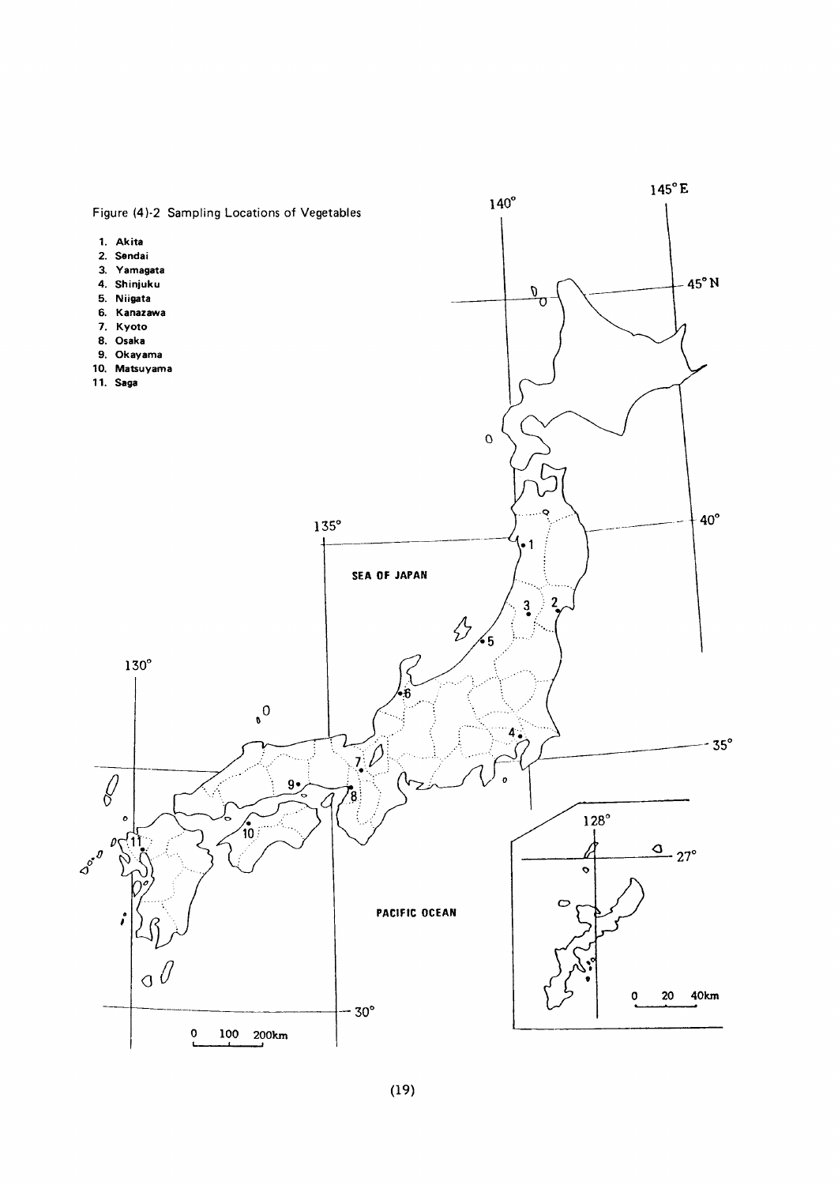Figure (4)-2 Sampling Locations of Vegetables

1. Akita
2. Sendai
3. Yamagata
4. Shinjuku
5. Niigata
6. Kanazawa
7. Kyoto
8. Osaka
9. Okayama
10. Matsuyama
11. Saga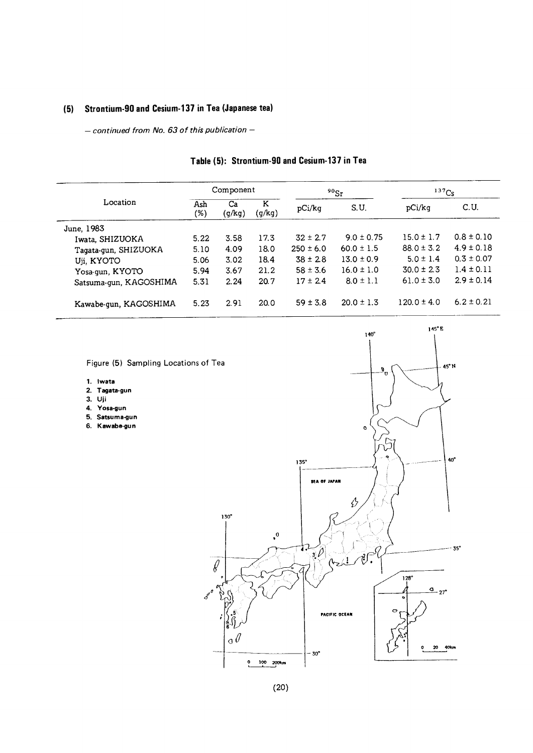### (5) Strontium-90 and Cesium-137 in Tea (Japanese tea)

*— continued from No. 63 of this publication —*

**Table (5): Strontium-90 and Cesium-137 in Tea**

| Location | Component | | | $^{90}Sr$ | | $^{137}Cs$ | |
|---|---|---|---|---|---|---|---|
| | Ash (%) | Ca (g/kg) | K (g/kg) | pCi/kg | S.U. | pCi/kg | C.U. |
| June, 1983 | | | | | | | |
| Iwata, SHIZUOKA | 5.22 | 3.58 | 17.3 | 32 ± 2.7 | 9.0 ± 0.75 | 15.0 ± 1.7 | 0.8 ± 0.10 |
| Tagata-gun, SHIZUOKA | 5.10 | 4.09 | 18.0 | 250 ± 6.0 | 60.0 ± 1.5 | 88.0 ± 3.2 | 4.9 ± 0.18 |
| Uji, KYOTO | 5.06 | 3.02 | 18.4 | 38 ± 2.8 | 13.0 ± 0.9 | 5.0 ± 1.4 | 0.3 ± 0.07 |
| Yosa-gun, KYOTO | 5.94 | 3.67 | 21.2 | 58 ± 3.6 | 16.0 ± 1.0 | 30.0 ± 2.3 | 1.4 ± 0.11 |
| Satsuma-gun, KAGOSHIMA | 5.31 | 2.24 | 20.7 | 17 ± 2.4 | 8.0 ± 1.1 | 61.0 ± 3.0 | 2.9 ± 0.14 |
| Kawabe-gun, KAGOSHIMA | 5.23 | 2.91 | 20.0 | 59 ± 3.8 | 20.0 ± 1.3 | 120.0 ± 4.0 | 6.2 ± 0.21 |

Figure (5) Sampling Locations of Tea

1. Iwata
2. Tagata-gun
3. Uji
4. Yosa-gun
5. Satsuma-gun
6. Kawabe-gun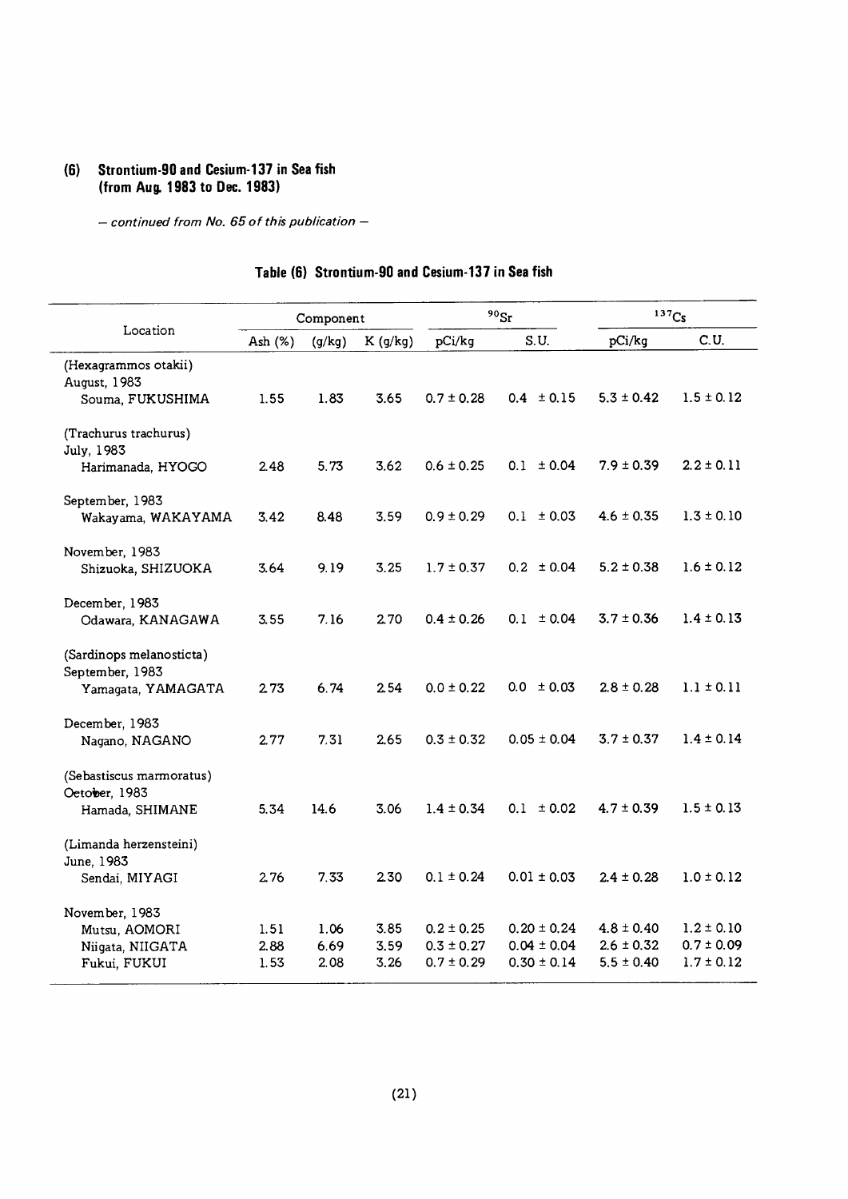### (6) Strontium-90 and Cesium-137 in Sea fish (from Aug. 1983 to Dec. 1983)

*— continued from No. 65 of this publication —*

**Table (6) Strontium-90 and Cesium-137 in Sea fish**

| Location | Component | | | $^{90}Sr$ | | $^{137}Cs$ | |
|---|---|---|---|---|---|---|---|
| | Ash (%) | (g/kg) | K (g/kg) | pCi/kg | S.U. | pCi/kg | C.U. |
| (Hexagrammos otakii) | | | | | | | |
| August, 1983 | | | | | | | |
| Souma, FUKUSHIMA | 1.55 | 1.83 | 3.65 | 0.7 ± 0.28 | 0.4 ± 0.15 | 5.3 ± 0.42 | 1.5 ± 0.12 |
| (Trachurus trachurus) | | | | | | | |
| July, 1983 | | | | | | | |
| Harimanada, HYOGO | 2.48 | 5.73 | 3.62 | 0.6 ± 0.25 | 0.1 ± 0.04 | 7.9 ± 0.39 | 2.2 ± 0.11 |
| September, 1983 | | | | | | | |
| Wakayama, WAKAYAMA | 3.42 | 8.48 | 3.59 | 0.9 ± 0.29 | 0.1 ± 0.03 | 4.6 ± 0.35 | 1.3 ± 0.10 |
| November, 1983 | | | | | | | |
| Shizuoka, SHIZUOKA | 3.64 | 9.19 | 3.25 | 1.7 ± 0.37 | 0.2 ± 0.04 | 5.2 ± 0.38 | 1.6 ± 0.12 |
| December, 1983 | | | | | | | |
| Odawara, KANAGAWA | 3.55 | 7.16 | 2.70 | 0.4 ± 0.26 | 0.1 ± 0.04 | 3.7 ± 0.36 | 1.4 ± 0.13 |
| (Sardinops melanosticta) | | | | | | | |
| September, 1983 | | | | | | | |
| Yamagata, YAMAGATA | 2.73 | 6.74 | 2.54 | 0.0 ± 0.22 | 0.0 ± 0.03 | 2.8 ± 0.28 | 1.1 ± 0.11 |
| December, 1983 | | | | | | | |
| Nagano, NAGANO | 2.77 | 7.31 | 2.65 | 0.3 ± 0.32 | 0.05 ± 0.04 | 3.7 ± 0.37 | 1.4 ± 0.14 |
| (Sebastiscus marmoratus) | | | | | | | |
| October, 1983 | | | | | | | |
| Hamada, SHIMANE | 5.34 | 14.6 | 3.06 | 1.4 ± 0.34 | 0.1 ± 0.02 | 4.7 ± 0.39 | 1.5 ± 0.13 |
| (Limanda herzensteini) | | | | | | | |
| June, 1983 | | | | | | | |
| Sendai, MIYAGI | 2.76 | 7.33 | 2.30 | 0.1 ± 0.24 | 0.01 ± 0.03 | 2.4 ± 0.28 | 1.0 ± 0.12 |
| November, 1983 | | | | | | | |
| Mutsu, AOMORI | 1.51 | 1.06 | 3.85 | 0.2 ± 0.25 | 0.20 ± 0.24 | 4.8 ± 0.40 | 1.2 ± 0.10 |
| Niigata, NIIGATA | 2.88 | 6.69 | 3.59 | 0.3 ± 0.27 | 0.04 ± 0.04 | 2.6 ± 0.32 | 0.7 ± 0.09 |
| Fukui, FUKUI | 1.53 | 2.08 | 3.26 | 0.7 ± 0.29 | 0.30 ± 0.14 | 5.5 ± 0.40 | 1.7 ± 0.12 |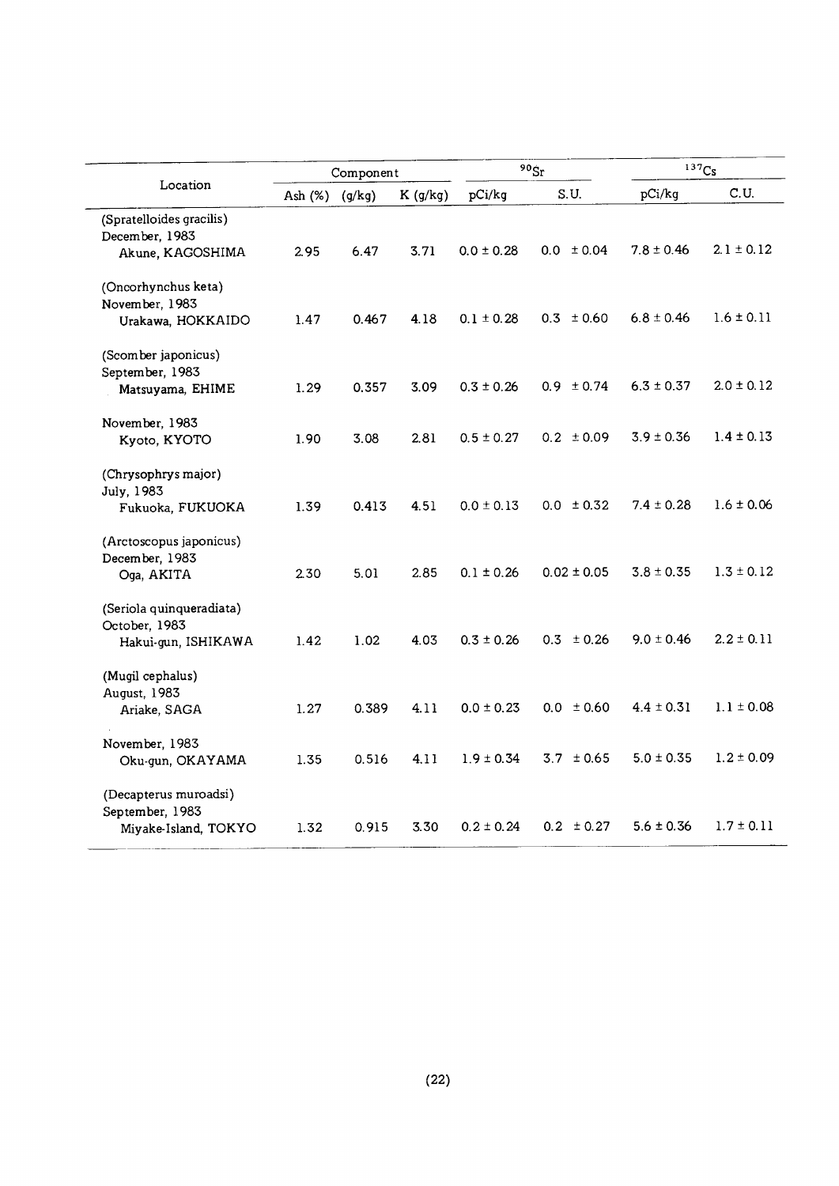| Location | Component | | | $^{90}Sr$ | | $^{137}Cs$ | |
|---|---|---|---|---|---|---|---|
| | Ash (%) | (g/kg) | K (g/kg) | pCi/kg | S.U. | pCi/kg | C.U. |
| (Spratelloides gracilis) December, 1983 Akune, KAGOSHIMA | 2.95 | 6.47 | 3.71 | 0.0 ± 0.28 | 0.0 ± 0.04 | 7.8 ± 0.46 | 2.1 ± 0.12 |
| (Oncorhynchus keta) November, 1983 Urakawa, HOKKAIDO | 1.47 | 0.467 | 4.18 | 0.1 ± 0.28 | 0.3 ± 0.60 | 6.8 ± 0.46 | 1.6 ± 0.11 |
| (Scomber japonicus) September, 1983 Matsuyama, EHIME | 1.29 | 0.357 | 3.09 | 0.3 ± 0.26 | 0.9 ± 0.74 | 6.3 ± 0.37 | 2.0 ± 0.12 |
| November, 1983 Kyoto, KYOTO | 1.90 | 3.08 | 2.81 | 0.5 ± 0.27 | 0.2 ± 0.09 | 3.9 ± 0.36 | 1.4 ± 0.13 |
| (Chrysophrys major) July, 1983 Fukuoka, FUKUOKA | 1.39 | 0.413 | 4.51 | 0.0 ± 0.13 | 0.0 ± 0.32 | 7.4 ± 0.28 | 1.6 ± 0.06 |
| (Arctoscopus japonicus) December, 1983 Oga, AKITA | 2.30 | 5.01 | 2.85 | 0.1 ± 0.26 | 0.02 ± 0.05 | 3.8 ± 0.35 | 1.3 ± 0.12 |
| (Seriola quinqueradiata) October, 1983 Hakui-gun, ISHIKAWA | 1.42 | 1.02 | 4.03 | 0.3 ± 0.26 | 0.3 ± 0.26 | 9.0 ± 0.46 | 2.2 ± 0.11 |
| (Mugil cephalus) August, 1983 Ariake, SAGA | 1.27 | 0.389 | 4.11 | 0.0 ± 0.23 | 0.0 ± 0.60 | 4.4 ± 0.31 | 1.1 ± 0.08 |
| November, 1983 Oku-gun, OKAYAMA | 1.35 | 0.516 | 4.11 | 1.9 ± 0.34 | 3.7 ± 0.65 | 5.0 ± 0.35 | 1.2 ± 0.09 |
| (Decapterus muroadsi) September, 1983 Miyake-Island, TOKYO | 1.32 | 0.915 | 3.30 | 0.2 ± 0.24 | 0.2 ± 0.27 | 5.6 ± 0.36 | 1.7 ± 0.11 |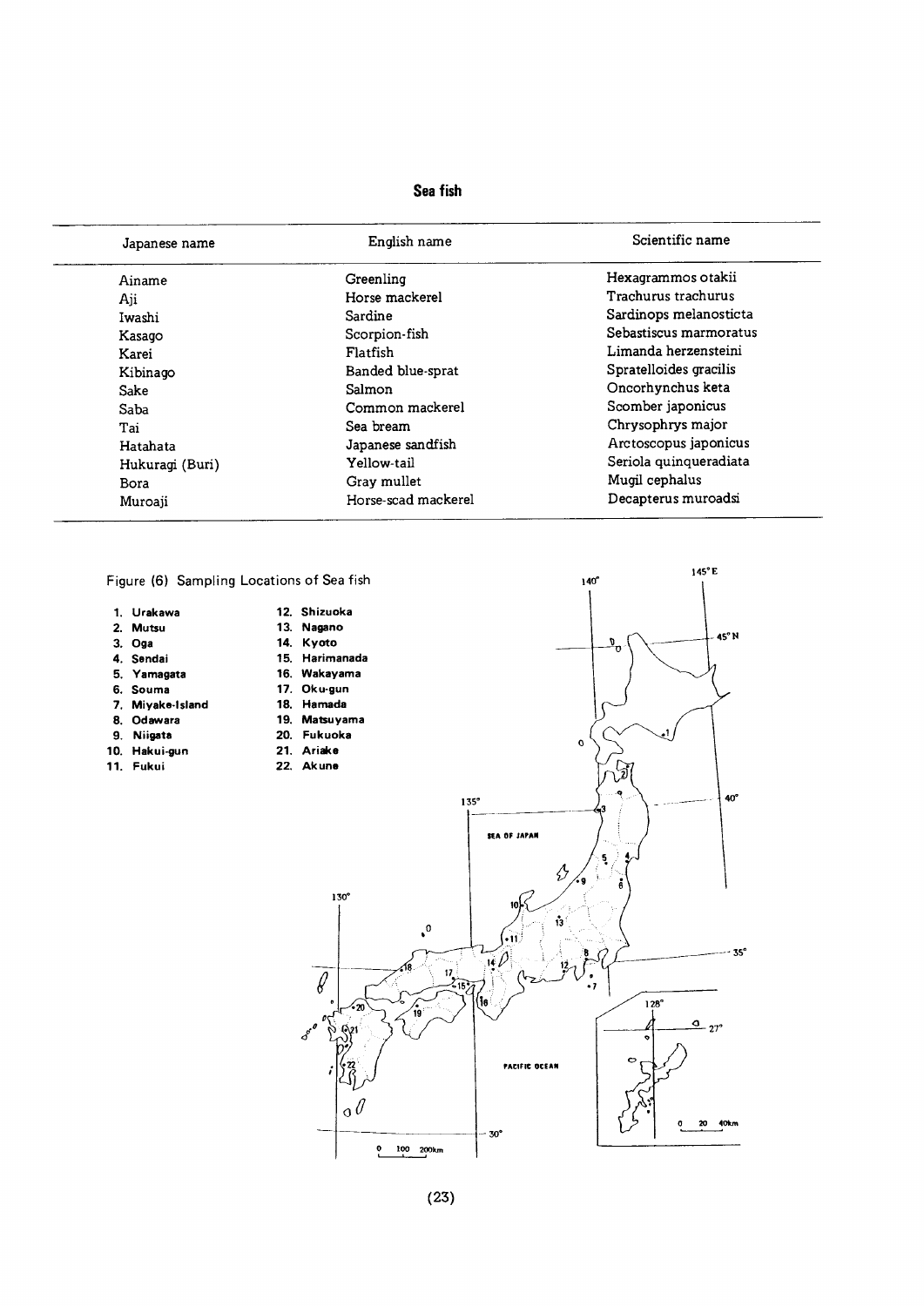## Sea fish

| Japanese name | English name | Scientific name |
|---|---|---|
| Ainame | Greenling | Hexagrammos otakii |
| Aji | Horse mackerel | Trachurus trachurus |
| Iwashi | Sardine | Sardinops melanosticta |
| Kasago | Scorpion-fish | Sebastiscus marmoratus |
| Karei | Flatfish | Limanda herzensteini |
| Kibinago | Banded blue-sprat | Spratelloides gracilis |
| Sake | Salmon | Oncorhynchus keta |
| Saba | Common mackerel | Scomber japonicus |
| Tai | Sea bream | Chrysophrys major |
| Hatahata | Japanese sandfish | Arctoscopus japonicus |
| Hukuragi (Buri) | Yellow-tail | Seriola quinqueradiata |
| Bora | Gray mullet | Mugil cephalus |
| Muroaji | Horse-scad mackerel | Decapterus muroadsi |

Figure (6) Sampling Locations of Sea fish

1. Urakawa
2. Mutsu
3. Oga
4. Sendai
5. Yamagata
6. Souma
7. Miyake-Island
8. Odawara
9. Niigata
10. Hakui-gun
11. Fukui
12. Shizuoka
13. Nagano
14. Kyoto
15. Harimanada
16. Wakayama
17. Oku-gun
18. Hamada
19. Matsuyama
20. Fukuoka
21. Ariake
22. Akune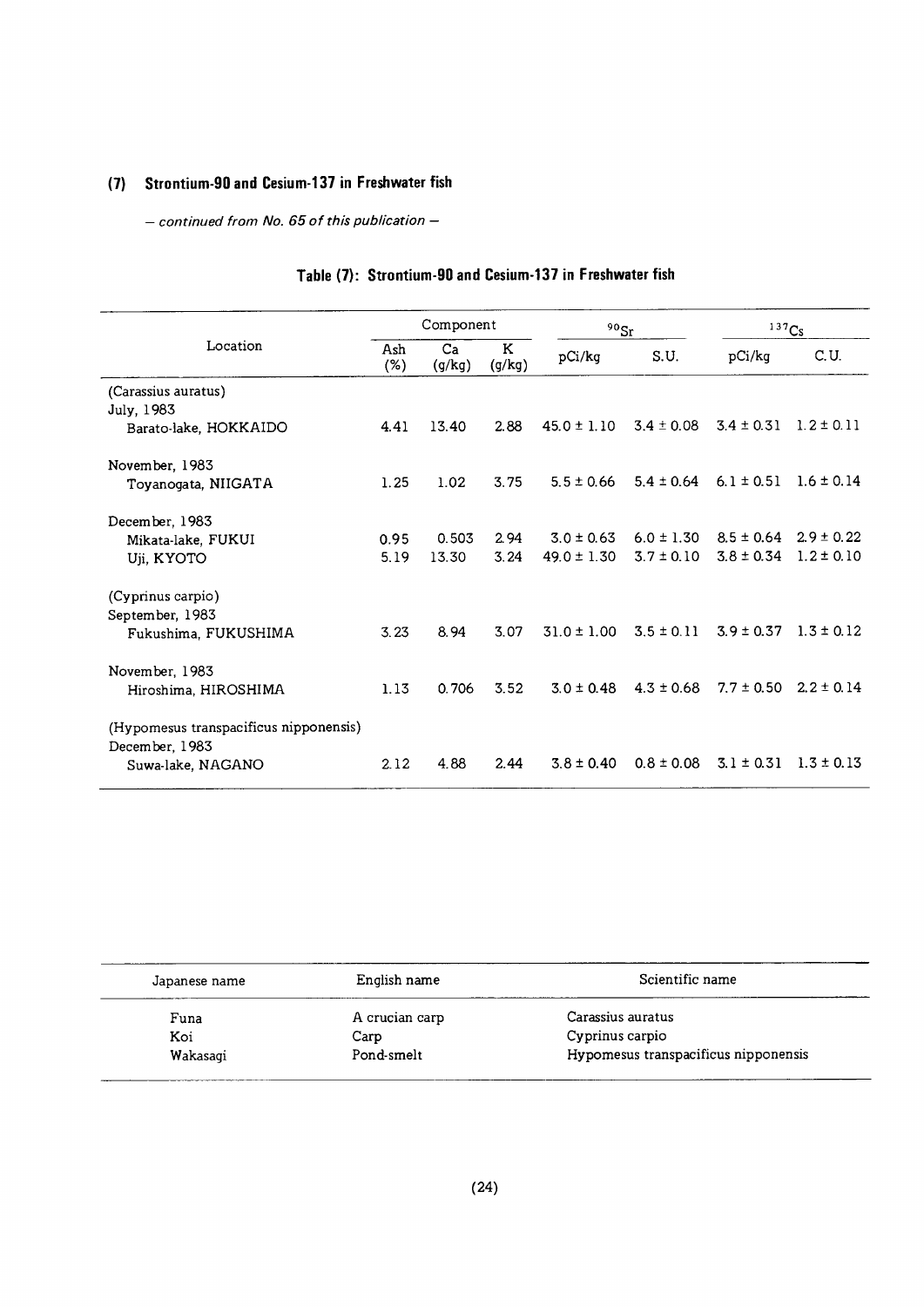## (7) Strontium-90 and Cesium-137 in Freshwater fish

*— continued from No. 65 of this publication —*

### Table (7): Strontium-90 and Cesium-137 in Freshwater fish

| Location | Component | | | $^{90}Sr$ | | $^{137}Cs$ | |
|---|---|---|---|---|---|---|---|
| | Ash (%) | Ca (g/kg) | K (g/kg) | pCi/kg | S.U. | pCi/kg | C.U. |
| (Carassius auratus) | | | | | | | |
| July, 1983 | | | | | | | |
| Barato-lake, HOKKAIDO | 4.41 | 13.40 | 2.88 | 45.0 ± 1.10 | 3.4 ± 0.08 | 3.4 ± 0.31 | 1.2 ± 0.11 |
| November, 1983 | | | | | | | |
| Toyanogata, NIIGATA | 1.25 | 1.02 | 3.75 | 5.5 ± 0.66 | 5.4 ± 0.64 | 6.1 ± 0.51 | 1.6 ± 0.14 |
| December, 1983 | | | | | | | |
| Mikata-lake, FUKUI | 0.95 | 0.503 | 2.94 | 3.0 ± 0.63 | 6.0 ± 1.30 | 8.5 ± 0.64 | 2.9 ± 0.22 |
| Uji, KYOTO | 5.19 | 13.30 | 3.24 | 49.0 ± 1.30 | 3.7 ± 0.10 | 3.8 ± 0.34 | 1.2 ± 0.10 |
| (Cyprinus carpio) | | | | | | | |
| September, 1983 | | | | | | | |
| Fukushima, FUKUSHIMA | 3.23 | 8.94 | 3.07 | 31.0 ± 1.00 | 3.5 ± 0.11 | 3.9 ± 0.37 | 1.3 ± 0.12 |
| November, 1983 | | | | | | | |
| Hiroshima, HIROSHIMA | 1.13 | 0.706 | 3.52 | 3.0 ± 0.48 | 4.3 ± 0.68 | 7.7 ± 0.50 | 2.2 ± 0.14 |
| (Hypomesus transpacificus nipponensis) | | | | | | | |
| December, 1983 | | | | | | | |
| Suwa-lake, NAGANO | 2.12 | 4.88 | 2.44 | 3.8 ± 0.40 | 0.8 ± 0.08 | 3.1 ± 0.31 | 1.3 ± 0.13 |

| Japanese name | English name | Scientific name |
|---|---|---|
| Funa | A crucian carp | Carassius auratus |
| Koi | Carp | Cyprinus carpio |
| Wakasagi | Pond-smelt | Hypomesus transpacificus nipponensis |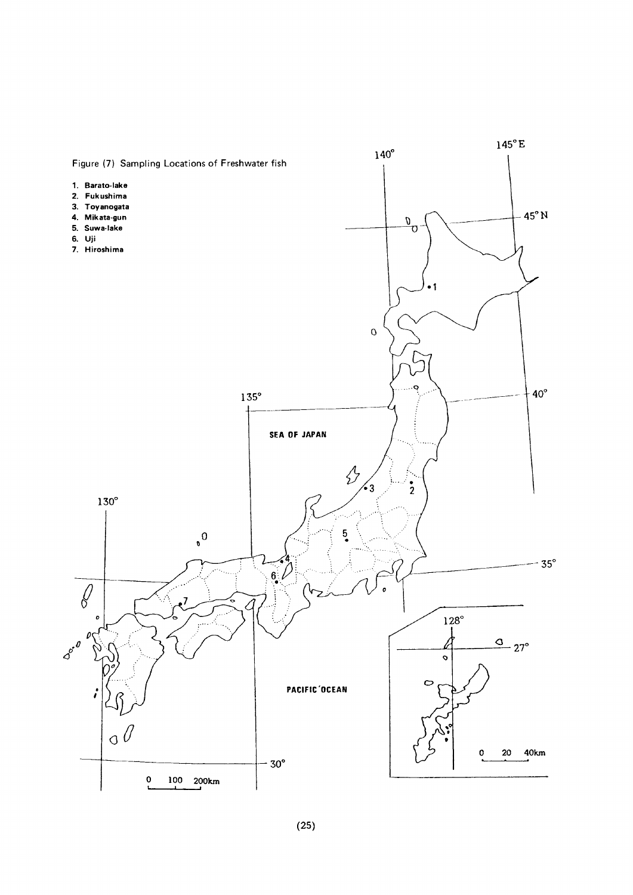Figure (7) Sampling Locations of Freshwater fish

1. Barato-lake
2. Fukushima
3. Toyanogata
4. Mikata-gun
5. Suwa-lake
6. Uji
7. Hiroshima

140°

145°E

45°N

40°

135°

SEA OF JAPAN

130°

35°

PACIFIC OCEAN

128°

27°

30°

0 20 40km

0 100 200km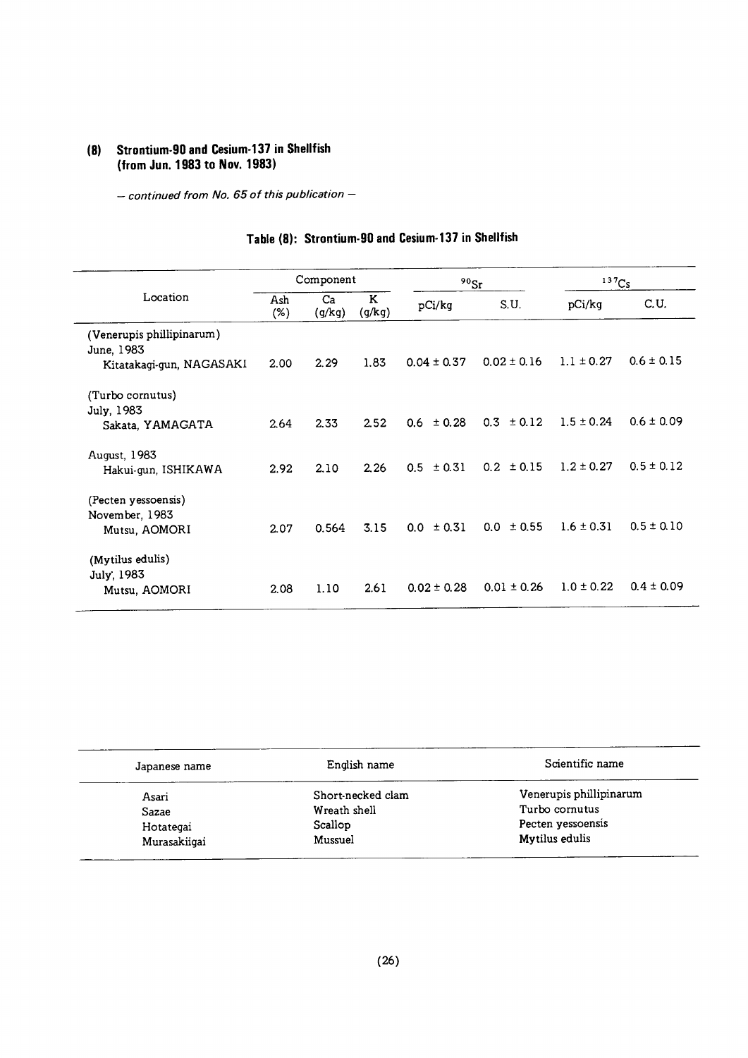### (8) Strontium-90 and Cesium-137 in Shellfish (from Jun. 1983 to Nov. 1983)

*— continued from No. 65 of this publication —*

**Table (8): Strontium-90 and Cesium-137 in Shellfish**

| Location | Component | | | $^{90}Sr$ | | $^{137}Cs$ | |
|---|---|---|---|---|---|---|---|
| | Ash (%) | Ca (g/kg) | K (g/kg) | pCi/kg | S.U. | pCi/kg | C.U. |
| (Venerupis phillipinarum) June, 1983 Kitatakagi-gun, NAGASAKI | 2.00 | 2.29 | 1.83 | 0.04 ± 0.37 | 0.02 ± 0.16 | 1.1 ± 0.27 | 0.6 ± 0.15 |
| (Turbo cornutus) July, 1983 Sakata, YAMAGATA | 2.64 | 2.33 | 2.52 | 0.6 ± 0.28 | 0.3 ± 0.12 | 1.5 ± 0.24 | 0.6 ± 0.09 |
| August, 1983 Hakui-gun, ISHIKAWA | 2.92 | 2.10 | 2.26 | 0.5 ± 0.31 | 0.2 ± 0.15 | 1.2 ± 0.27 | 0.5 ± 0.12 |
| (Pecten yessoensis) November, 1983 Mutsu, AOMORI | 2.07 | 0.564 | 3.15 | 0.0 ± 0.31 | 0.0 ± 0.55 | 1.6 ± 0.31 | 0.5 ± 0.10 |
| (Mytilus edulis) July, 1983 Mutsu, AOMORI | 2.08 | 1.10 | 2.61 | 0.02 ± 0.28 | 0.01 ± 0.26 | 1.0 ± 0.22 | 0.4 ± 0.09 |

| Japanese name | English name | Scientific name |
|---|---|---|
| Asari | Short-necked clam | Venerupis phillipinarum |
| Sazae | Wreath shell | Turbo cornutus |
| Hotategai | Scallop | Pecten yessoensis |
| Murasakiigai | Mussuel | Mytilus edulis |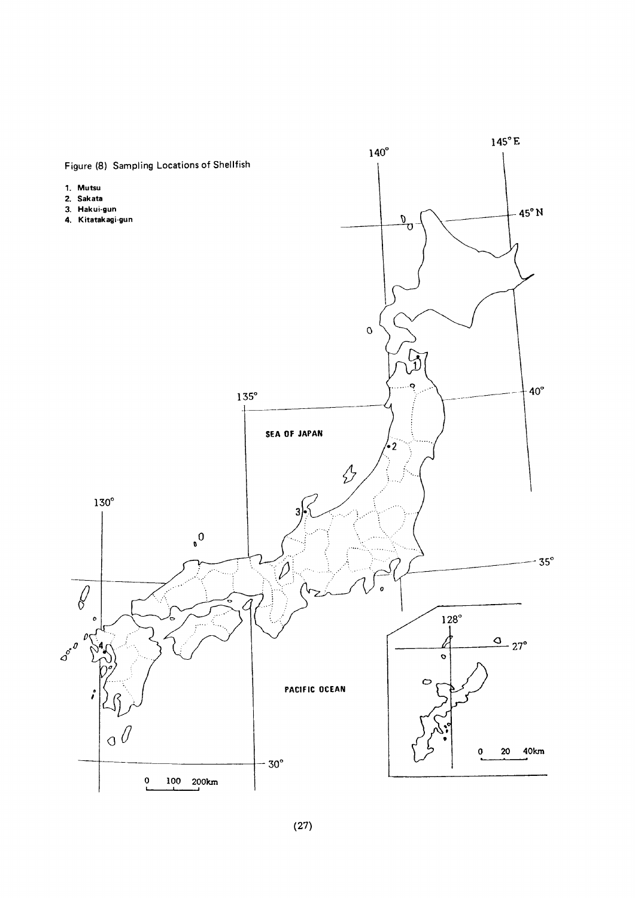Figure (8) Sampling Locations of Shellfish

1. Mutsu
2. Sakata
3. Hakui-gun
4. Kitatakagi-gun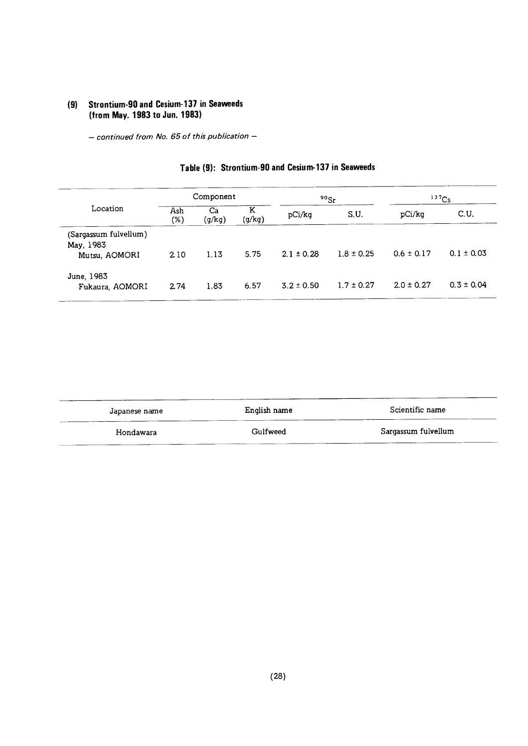## (9) Strontium-90 and Cesium-137 in Seaweeds (from May. 1983 to Jun. 1983)

*— continued from No. 65 of this publication —*

### Table (9): Strontium-90 and Cesium-137 in Seaweeds

| Location | Component | | | $^{90}Sr$ | | $^{137}Cs$ | |
|---|---|---|---|---|---|---|---|
| | Ash (%) | Ca (g/kg) | K (g/kg) | pCi/kg | S.U. | pCi/kg | C.U. |
| (Sargassum fulvellum) May, 1983 Mutsu, AOMORI | 2.10 | 1.13 | 5.75 | 2.1 ± 0.28 | 1.8 ± 0.25 | 0.6 ± 0.17 | 0.1 ± 0.03 |
| June, 1983 Fukaura, AOMORI | 2.74 | 1.83 | 6.57 | 3.2 ± 0.50 | 1.7 ± 0.27 | 2.0 ± 0.27 | 0.3 ± 0.04 |

| Japanese name | English name | Scientific name |
|---|---|---|
| Hondawara | Gulfweed | Sargassum fulvellum |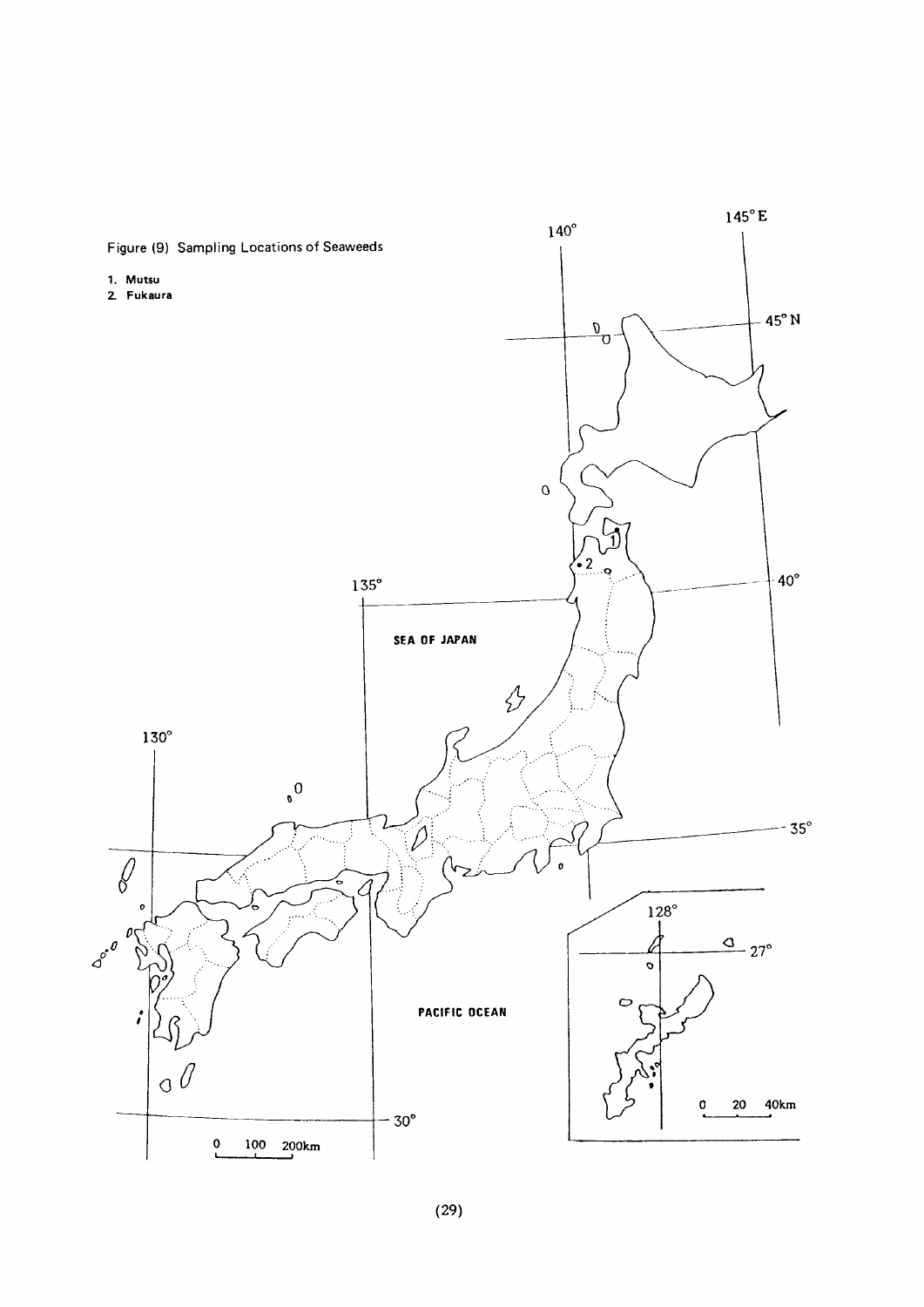Figure (9) Sampling Locations of Seaweeds

1. Mutsu
2. Fukaura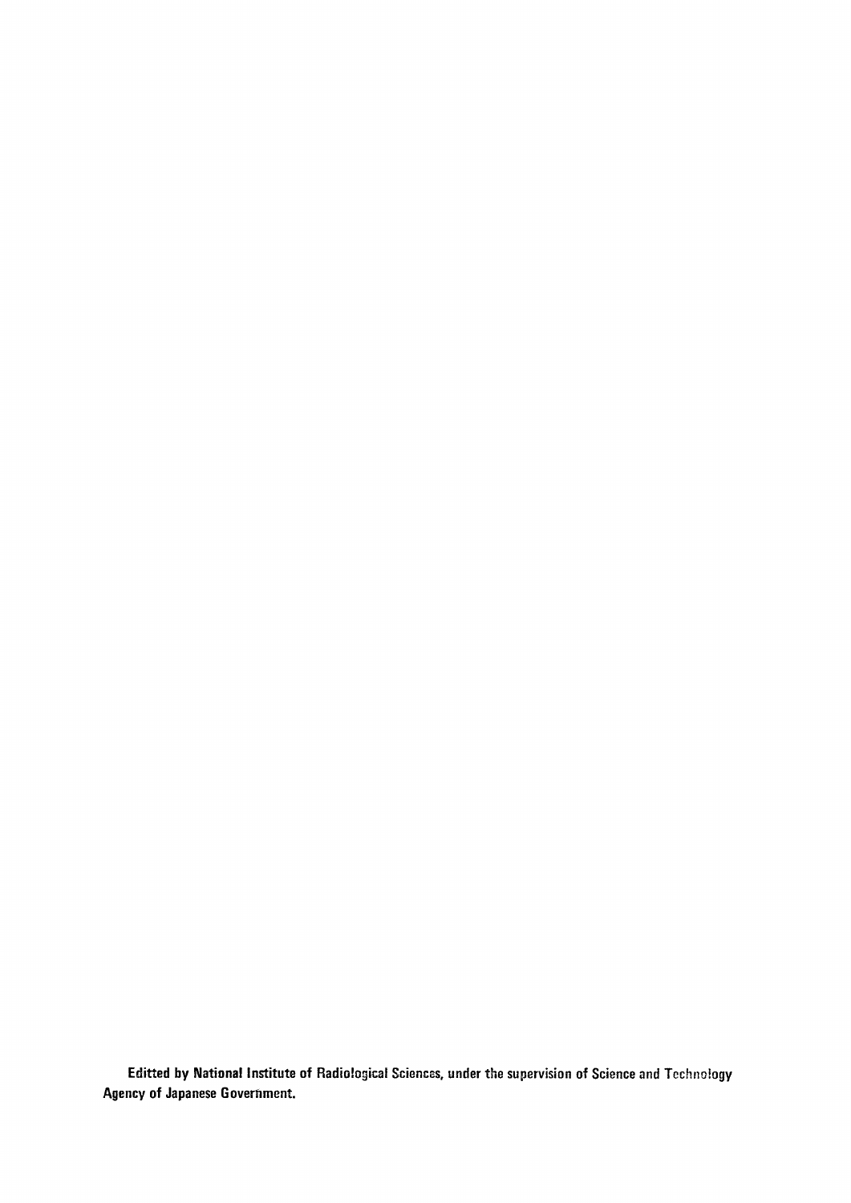Editted by National Institute of Radiological Sciences, under the supervision of Science and Technology Agency of Japanese Government.